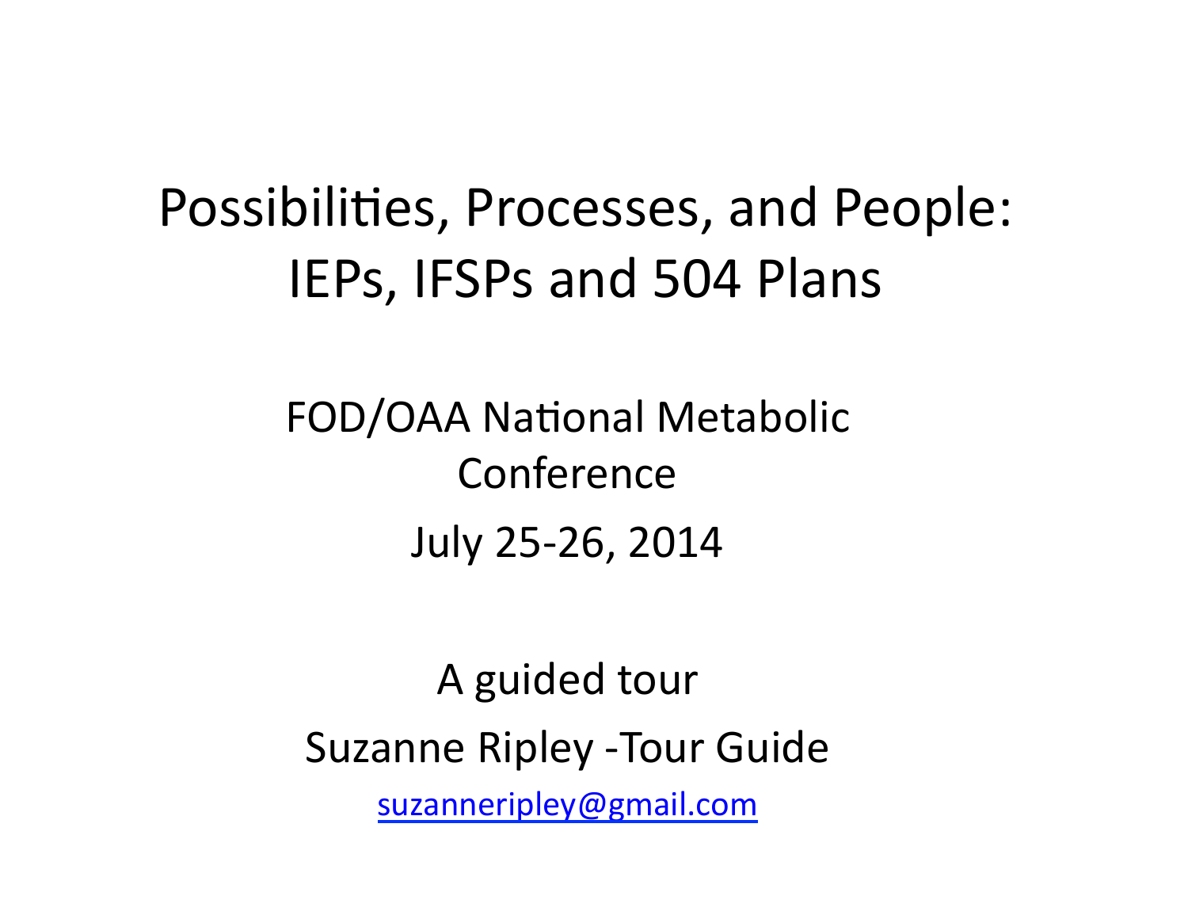# Possibilities, Processes, and People: IEPs, IFSPs and 504 Plans

FOD/OAA National Metabolic Conference

July 25-26, 2014

A guided tour

Suzanne Ripley -Tour Guide

suzanneripley@gmail.com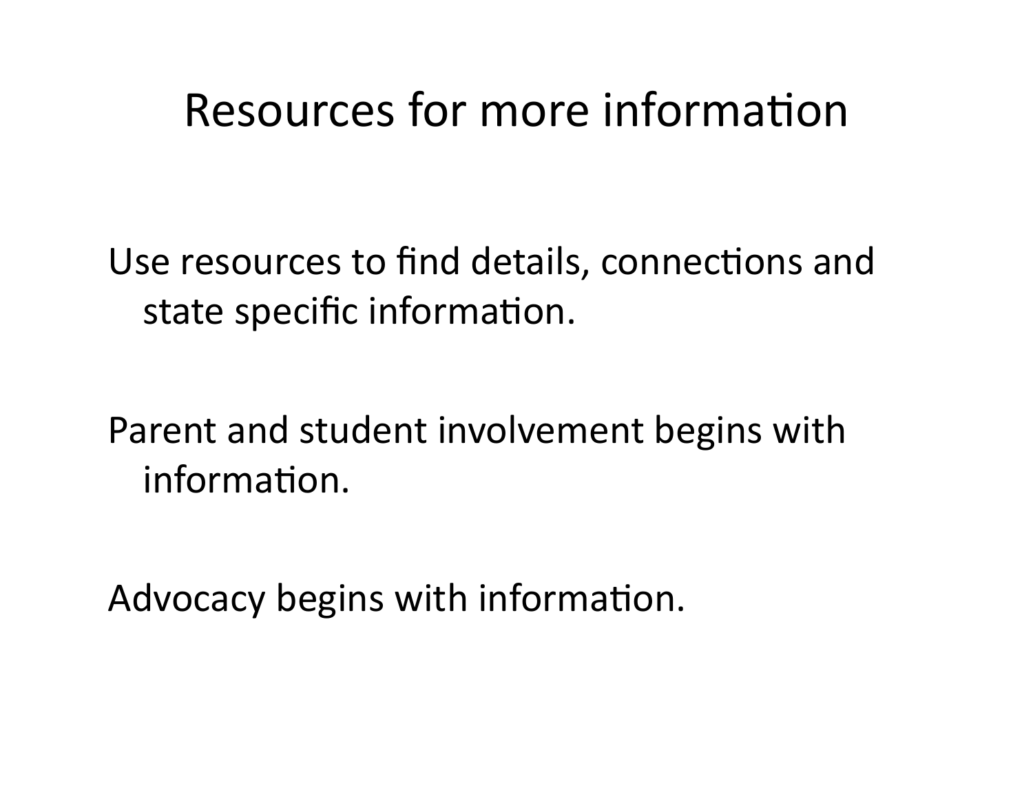# Resources for more information

Use resources to find details, connections and state specific information.

Parent and student involvement begins with information.

Advocacy begins with information.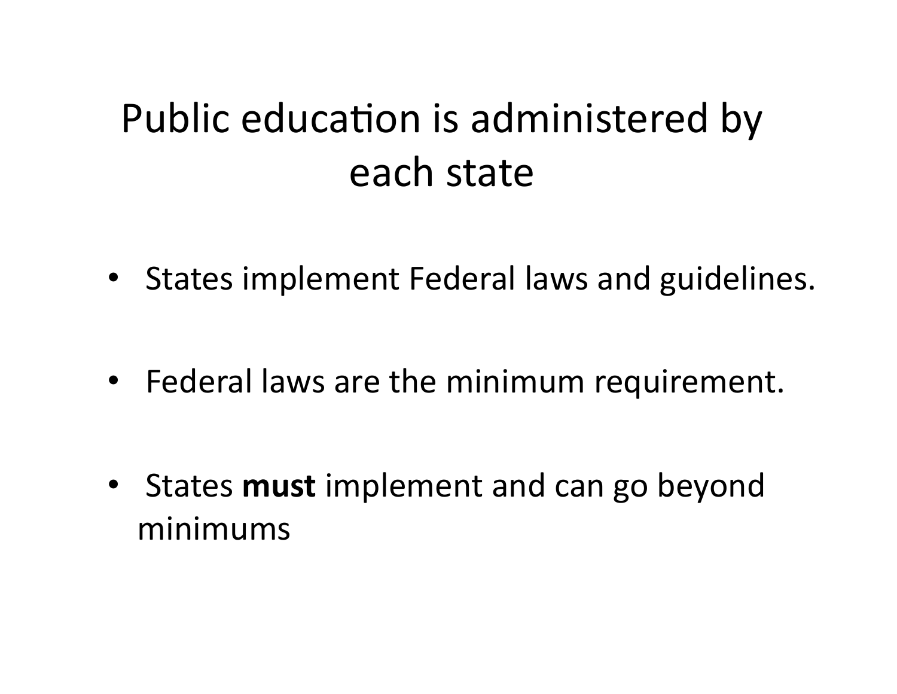# Public education is administered by each state

- States implement Federal laws and guidelines.
- Federal laws are the minimum requirement.
- States **must** implement and can go beyond minimums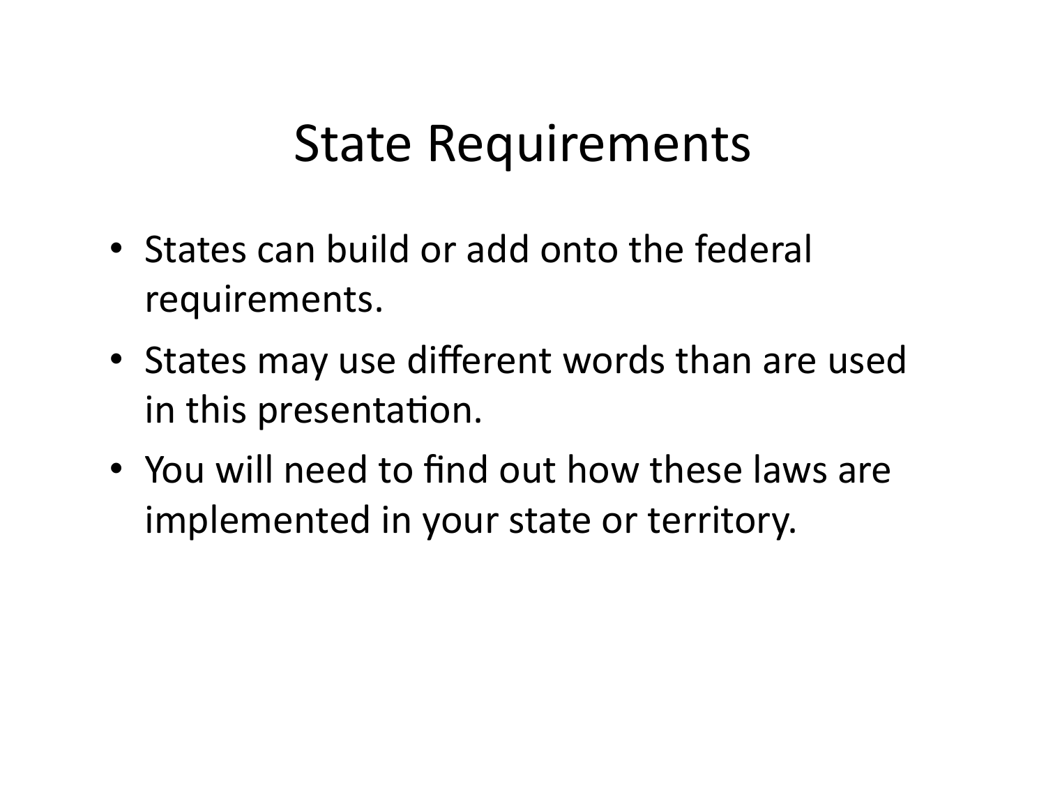# State Requirements

- States can build or add onto the federal requirements.
- States may use different words than are used in this presentation.
- You will need to find out how these laws are implemented in your state or territory.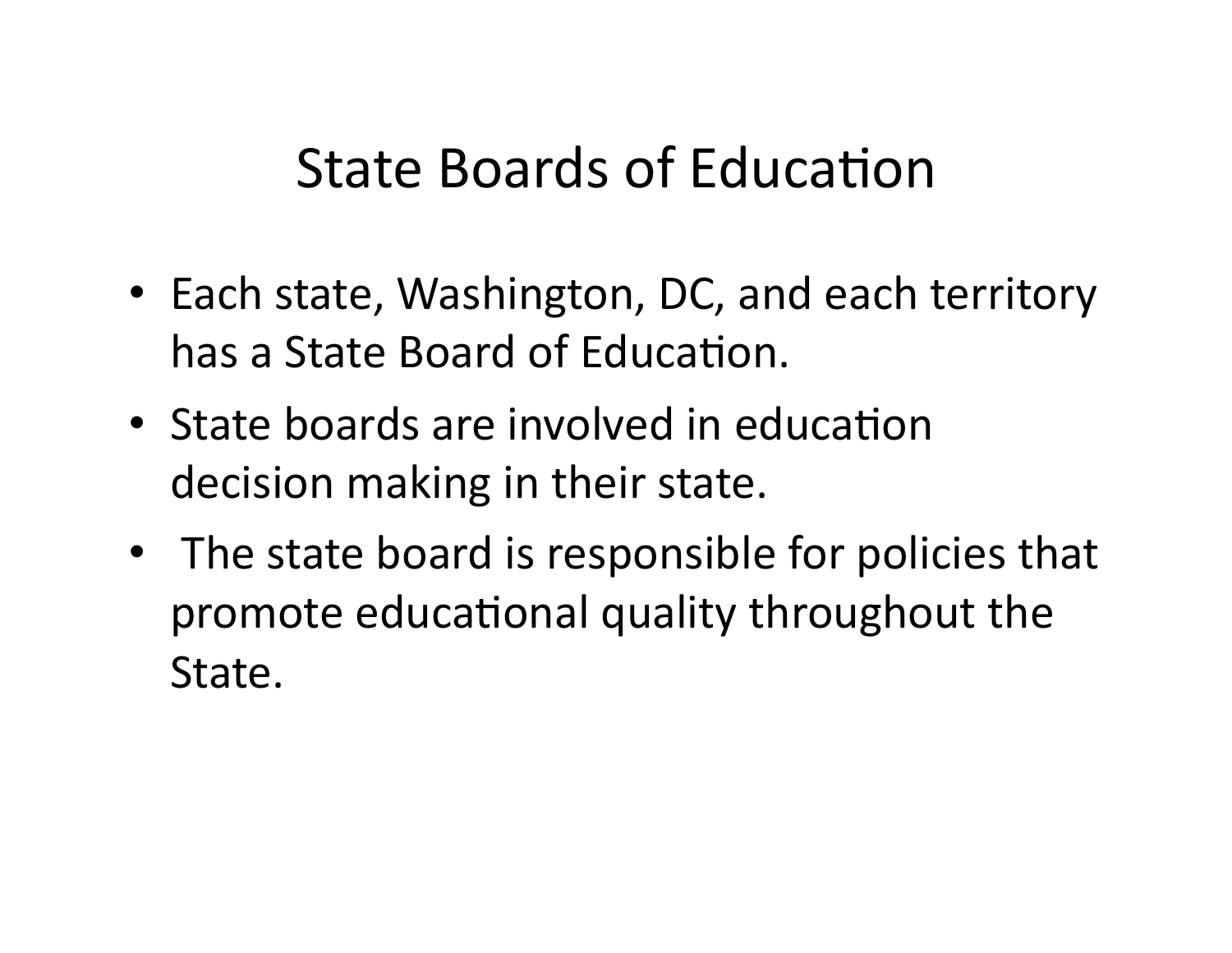# State Boards of Education

- Each state, Washington, DC, and each territory has a State Board of Education.
- State boards are involved in education decision making in their state.
- The state board is responsible for policies that promote educational quality throughout the State.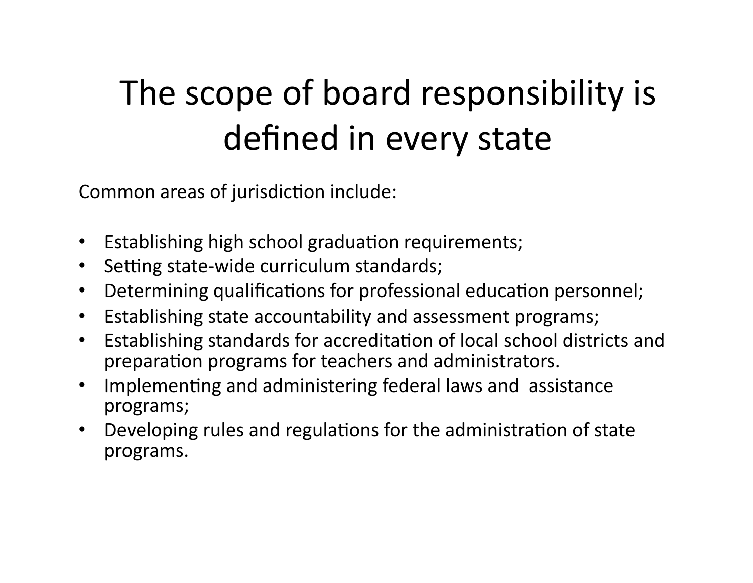# The scope of board responsibility is defined in every state

Common areas of jurisdiction include:

- Establishing high school graduation requirements;
- Setting state-wide curriculum standards;
- Determining qualifications for professional education personnel;
- Establishing state accountability and assessment programs;
- Establishing standards for accreditation of local school districts and preparation programs for teachers and administrators.
- Implementing and administering federal laws and assistance programs;
- Developing rules and regulations for the administration of state programs.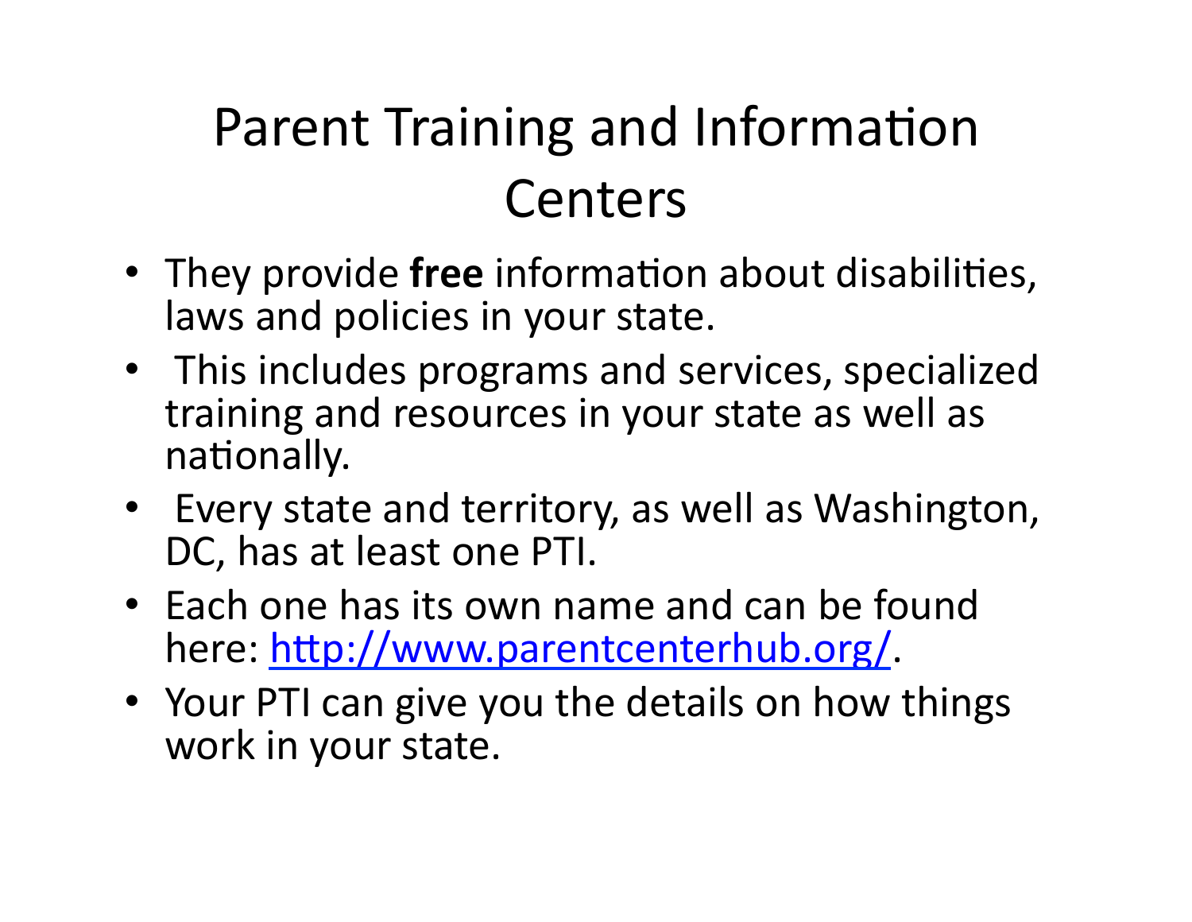# Parent Training and Information Centers

- They provide **free** information about disabilities, laws and policies in your state.
- This includes programs and services, specialized training and resources in your state as well as nationally.
- Every state and territory, as well as Washington, DC, has at least one PTI.
- Each one has its own name and can be found here: [http://www.parentcenterhub.org/](http://www.parentcenterhub.org/).
- Your PTI can give you the details on how things work in your state.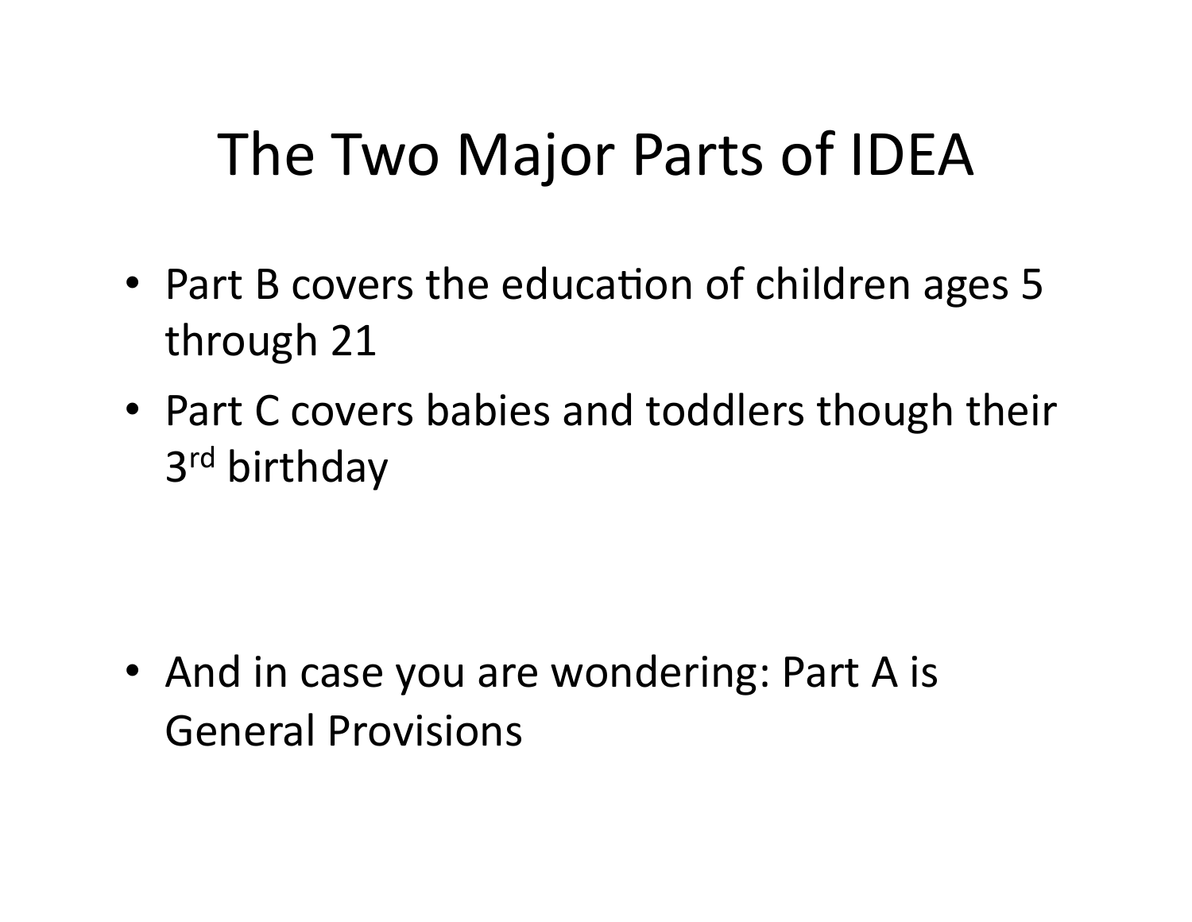# The Two Major Parts of IDEA

- Part B covers the education of children ages 5 through 21
- Part C covers babies and toddlers though their 3rd birthday

- And in case you are wondering: Part A is General Provisions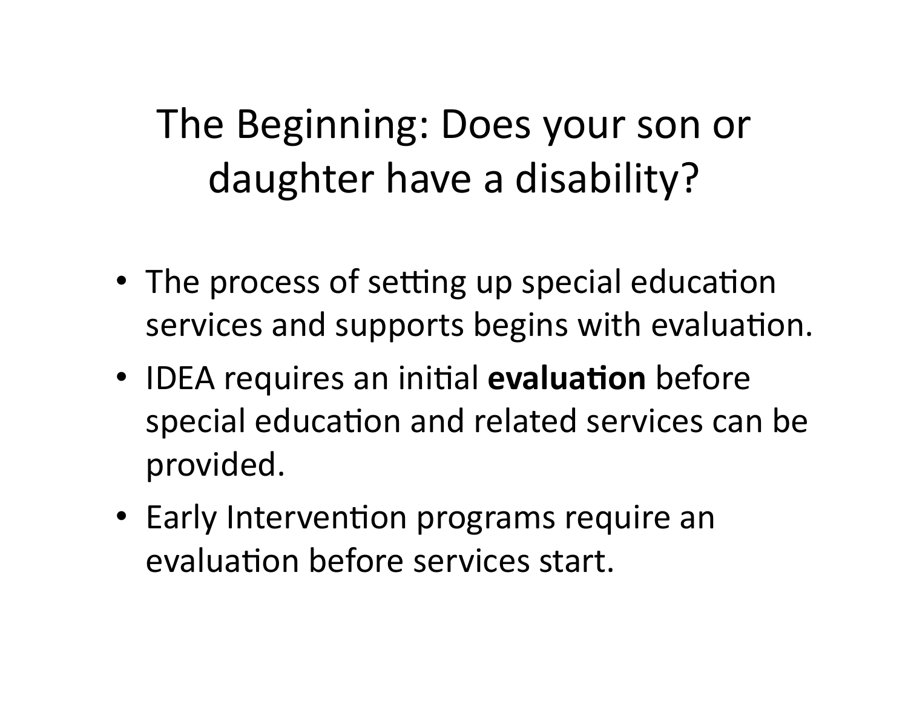# The Beginning: Does your son or daughter have a disability?

- The process of setting up special education services and supports begins with evaluation.
- IDEA requires an initial **evaluation** before special education and related services can be provided.
- Early Intervention programs require an evaluation before services start.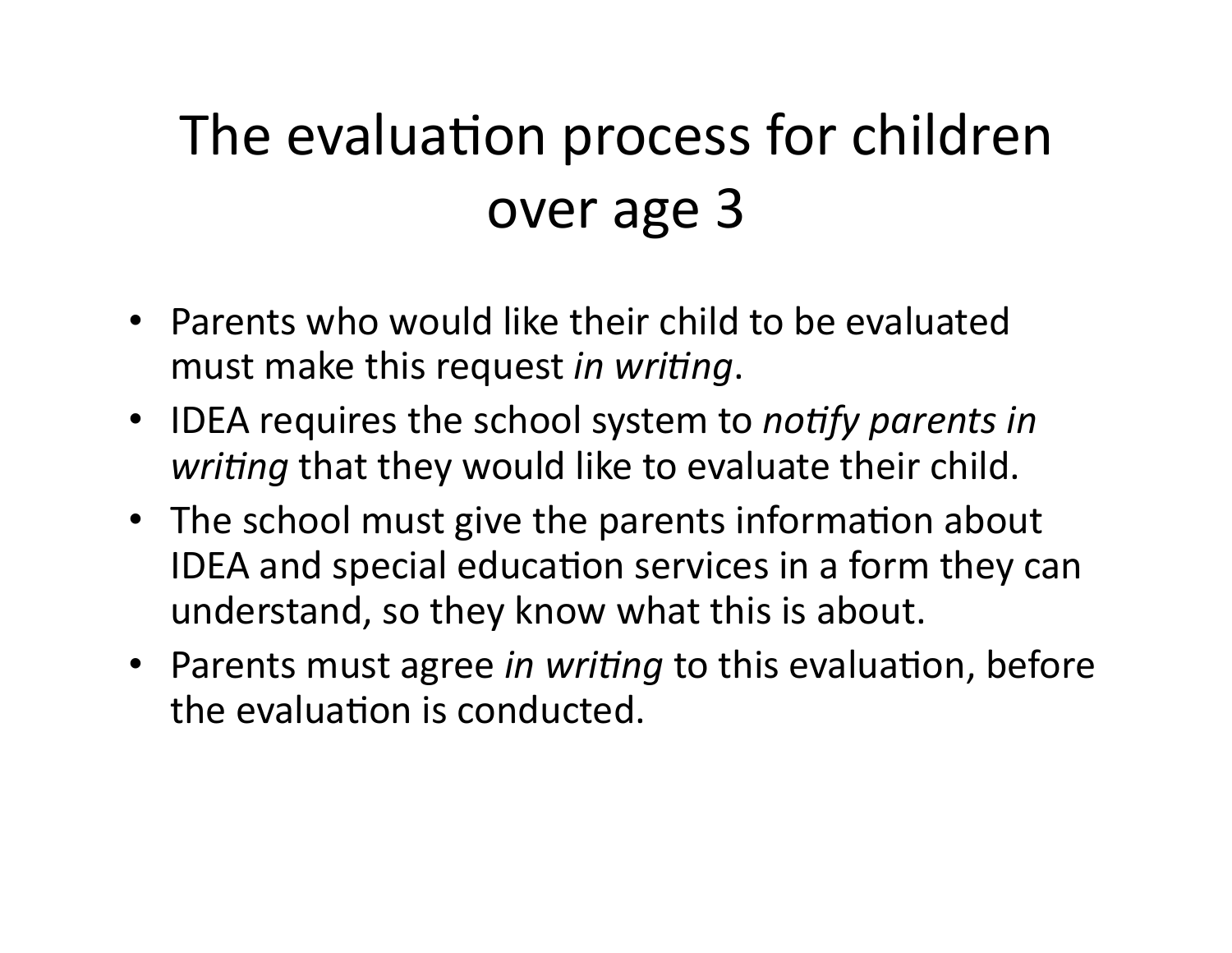# The evaluation process for children over age 3

- Parents who would like their child to be evaluated must make this request *in writing*.
- IDEA requires the school system to *notify parents in writing* that they would like to evaluate their child.
- The school must give the parents information about IDEA and special education services in a form they can understand, so they know what this is about.
- Parents must agree *in writing* to this evaluation, before the evaluation is conducted.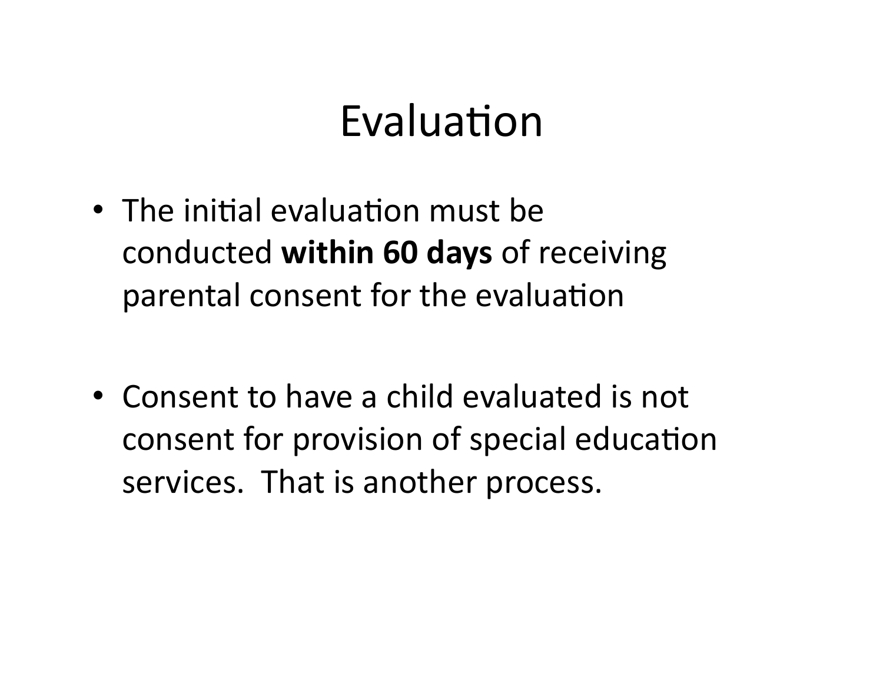# Evaluation

- The initial evaluation must be conducted **within 60 days** of receiving parental consent for the evaluation

- Consent to have a child evaluated is not consent for provision of special education services.  That is another process.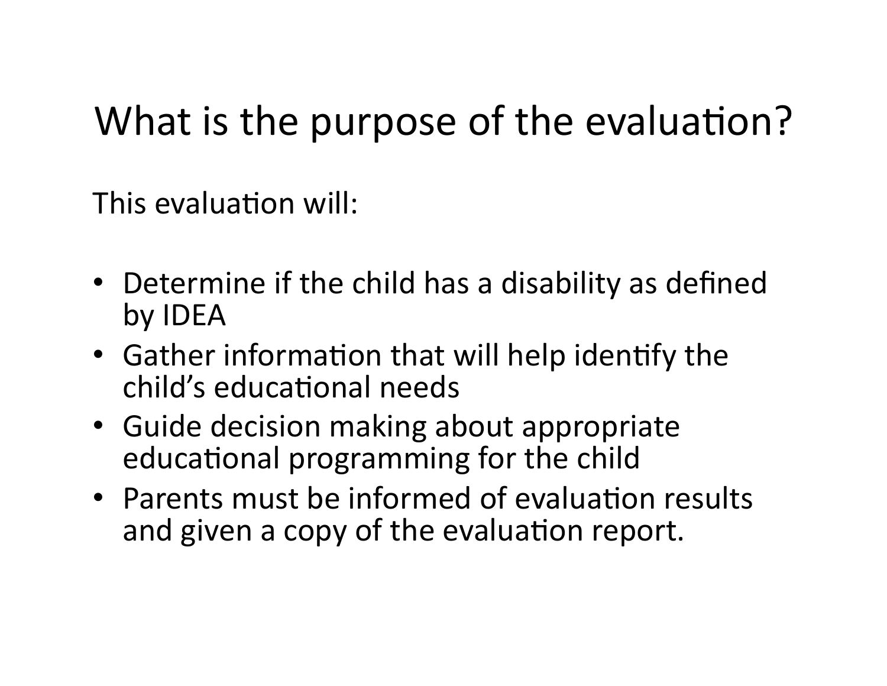# What is the purpose of the evaluation?

This evaluation will:

- Determine if the child has a disability as defined by IDEA
- Gather information that will help identify the child's educational needs
- Guide decision making about appropriate educational programming for the child
- Parents must be informed of evaluation results and given a copy of the evaluation report.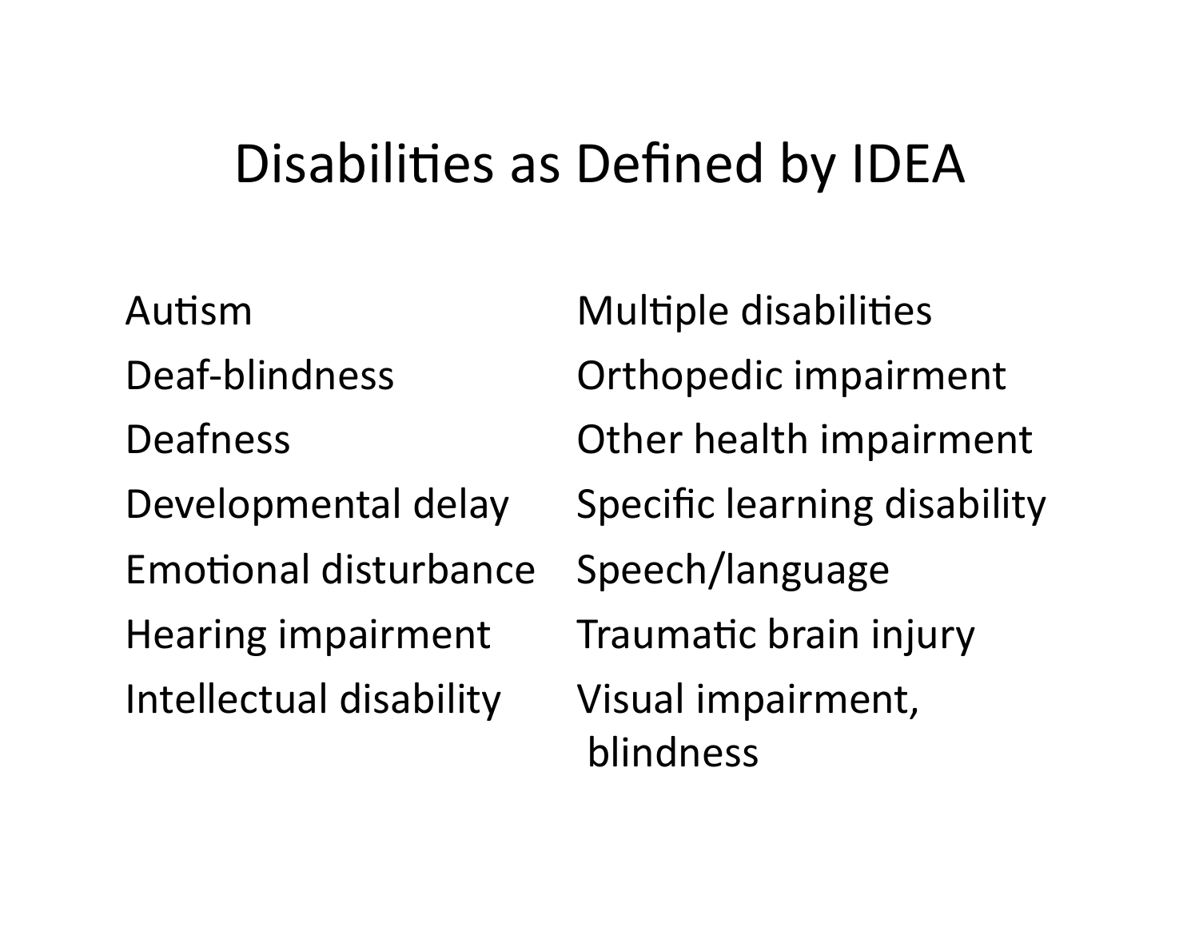# Disabilities as Defined by IDEA

- Autism
- Deaf-blindness
- Deafness
- Developmental delay
- Emotional disturbance
- Hearing impairment
- Intellectual disability
- Multiple disabilities
- Orthopedic impairment
- Other health impairment
- Specific learning disability
- Speech/language
- Traumatic brain injury
- Visual impairment, blindness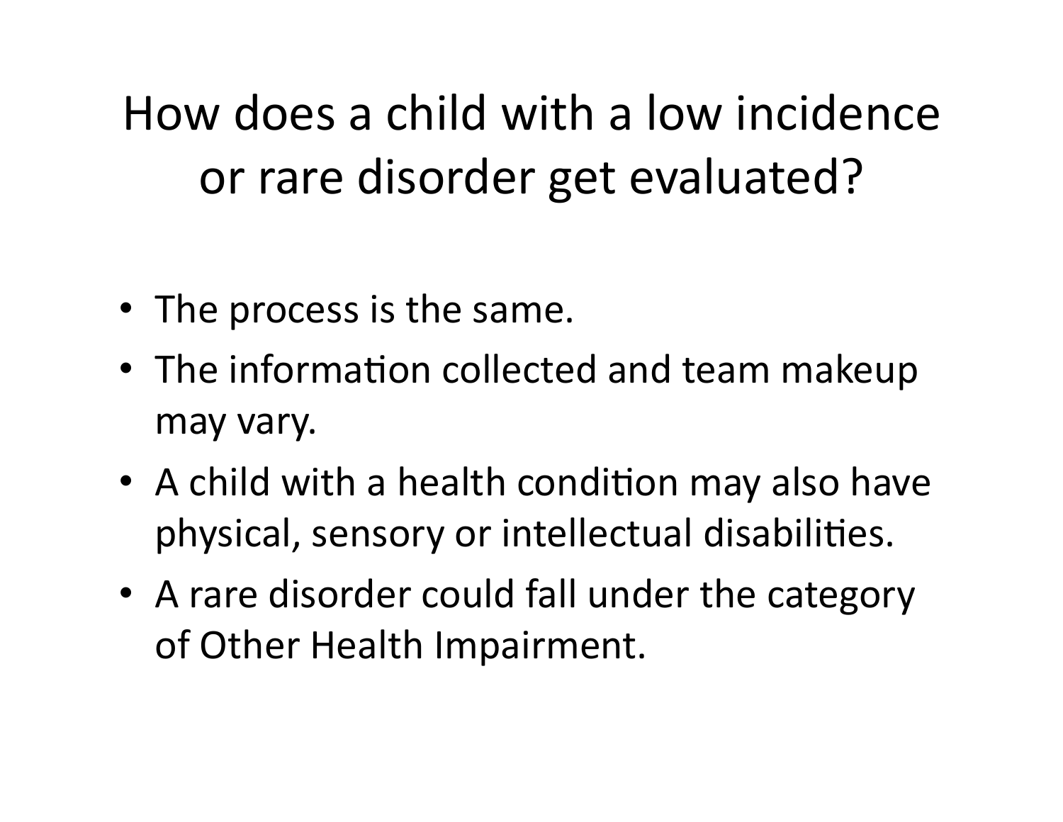# How does a child with a low incidence or rare disorder get evaluated?

- The process is the same.
- The information collected and team makeup may vary.
- A child with a health condition may also have physical, sensory or intellectual disabilities.
- A rare disorder could fall under the category of Other Health Impairment.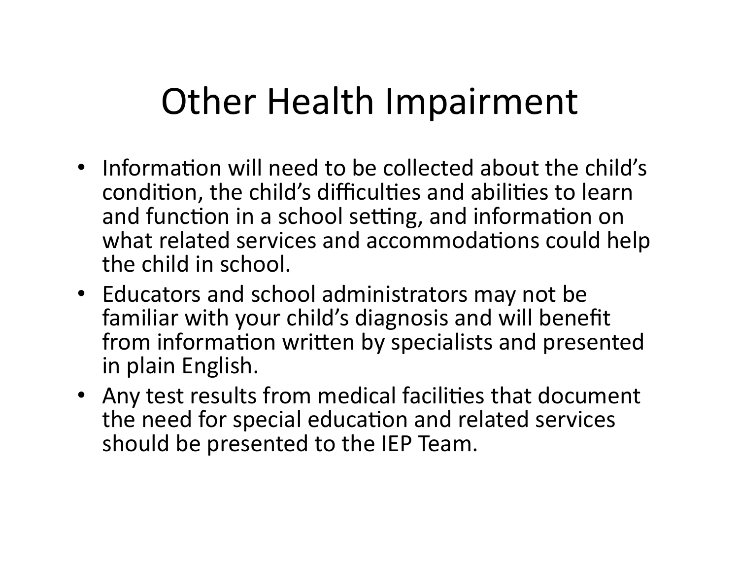# Other Health Impairment

- Information will need to be collected about the child's condition, the child's difficulties and abilities to learn and function in a school setting, and information on what related services and accommodations could help the child in school.
- Educators and school administrators may not be familiar with your child's diagnosis and will benefit from information written by specialists and presented in plain English.
- Any test results from medical facilities that document the need for special education and related services should be presented to the IEP Team.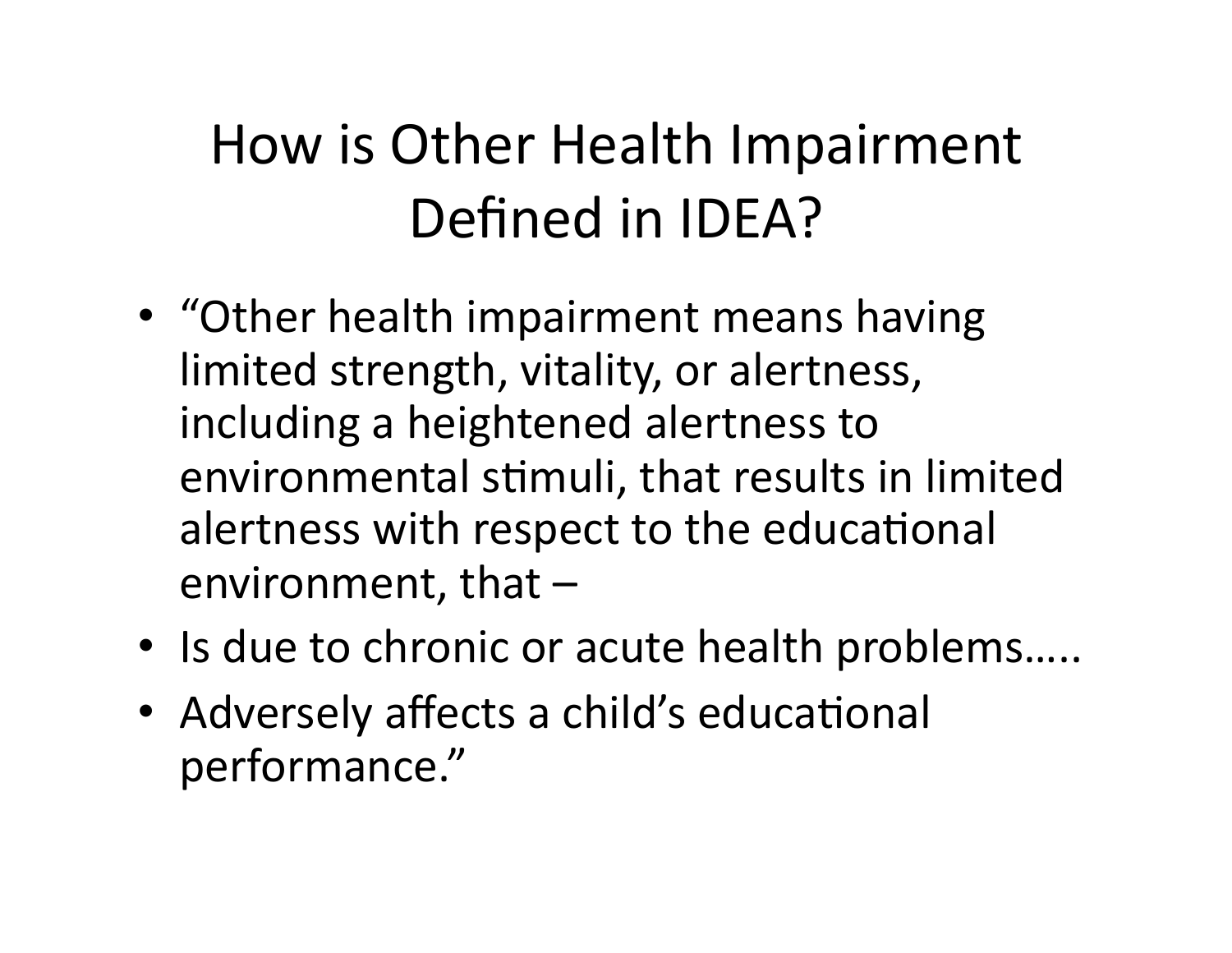# How is Other Health Impairment Defined in IDEA?

- "Other health impairment means having limited strength, vitality, or alertness, including a heightened alertness to environmental stimuli, that results in limited alertness with respect to the educational environment, that –
- Is due to chronic or acute health problems…..
- Adversely affects a child's educational performance."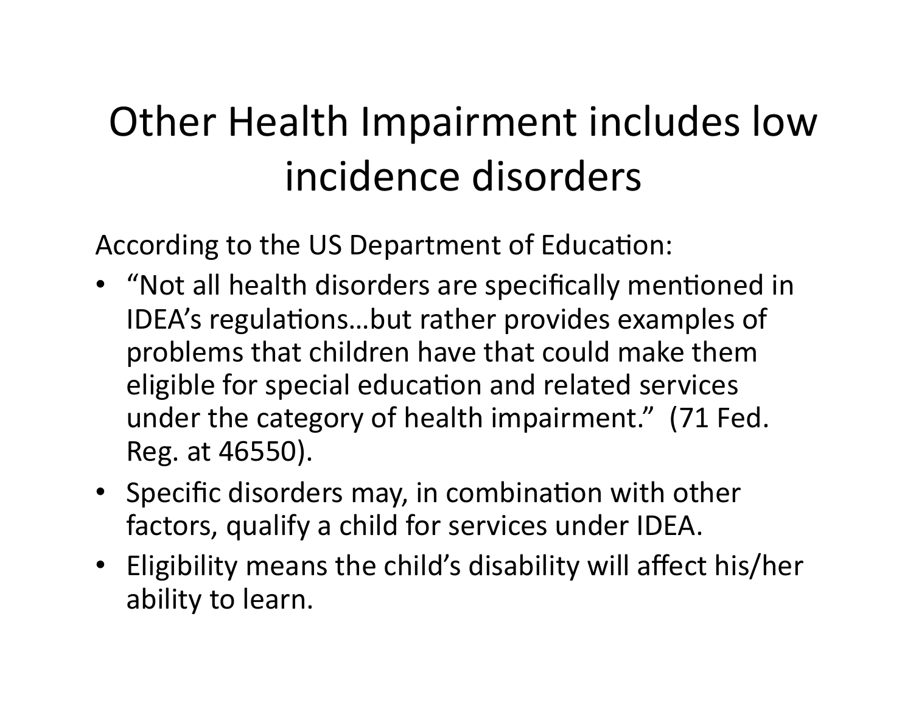# Other Health Impairment includes low incidence disorders

According to the US Department of Education:

- "Not all health disorders are specifically mentioned in IDEA's regulations…but rather provides examples of problems that children have that could make them eligible for special education and related services under the category of health impairment." (71 Fed. Reg. at 46550).
- Specific disorders may, in combination with other factors, qualify a child for services under IDEA.
- Eligibility means the child's disability will affect his/her ability to learn.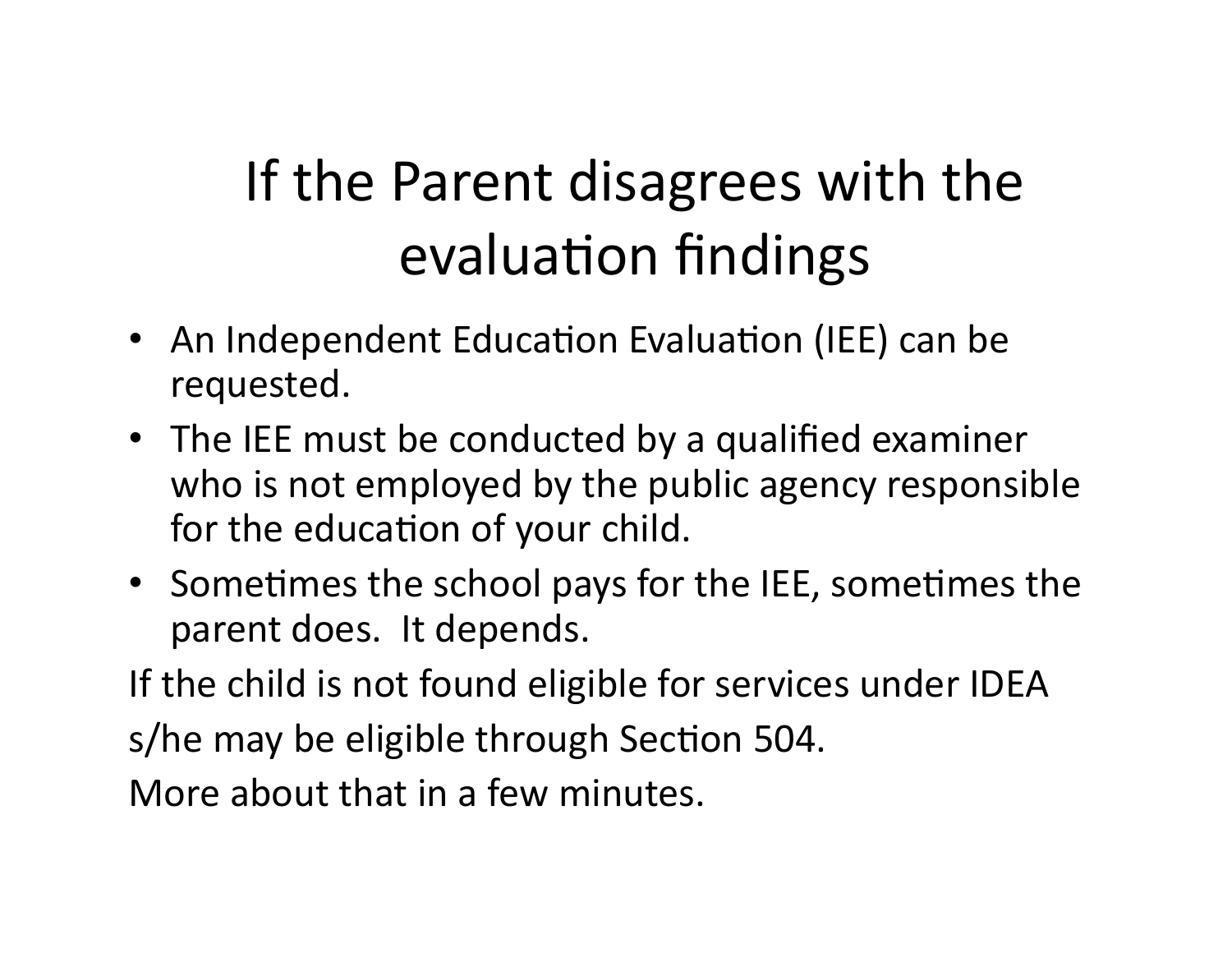# If the Parent disagrees with the evaluation findings

- An Independent Education Evaluation (IEE) can be requested.
- The IEE must be conducted by a qualified examiner who is not employed by the public agency responsible for the education of your child.
- Sometimes the school pays for the IEE, sometimes the parent does. It depends.

If the child is not found eligible for services under IDEA

s/he may be eligible through Section 504.

More about that in a few minutes.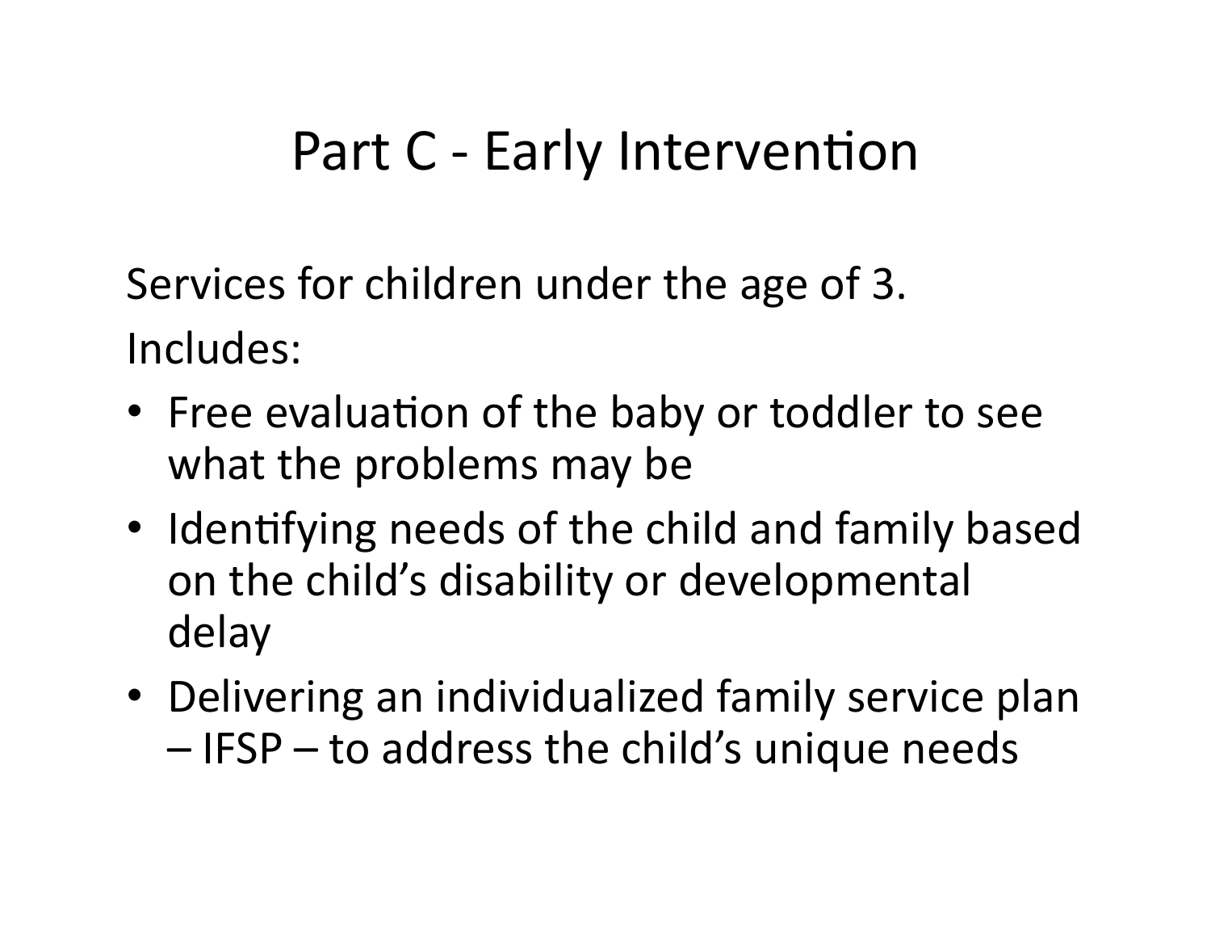# Part C - Early Intervention

Services for children under the age of 3.

Includes:

- Free evaluation of the baby or toddler to see what the problems may be
- Identifying needs of the child and family based on the child's disability or developmental delay
- Delivering an individualized family service plan – IFSP – to address the child's unique needs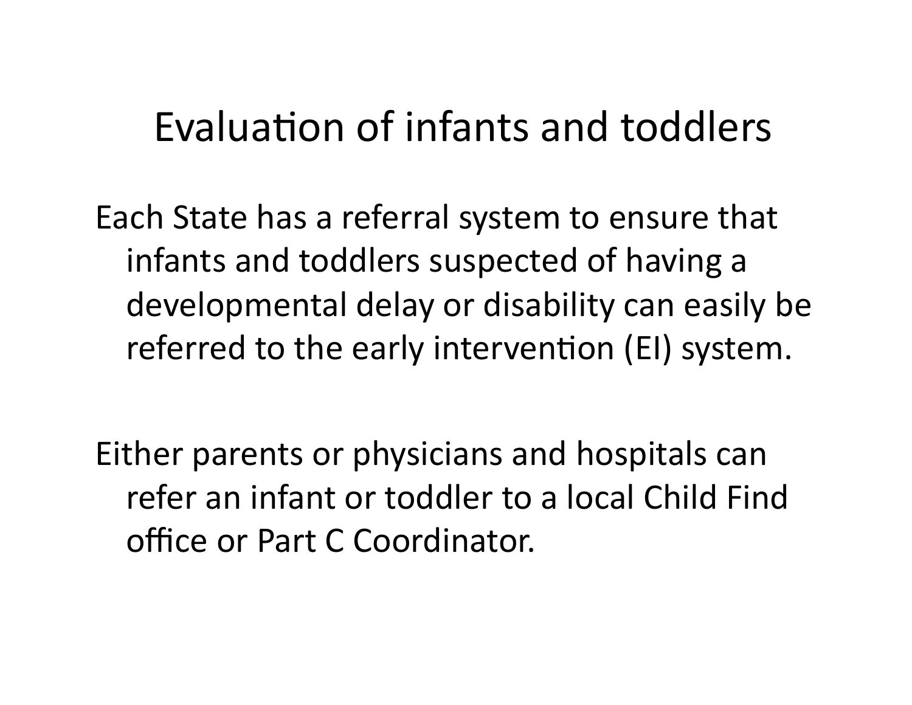# Evaluation of infants and toddlers

Each State has a referral system to ensure that infants and toddlers suspected of having a developmental delay or disability can easily be referred to the early intervention (EI) system.

Either parents or physicians and hospitals can refer an infant or toddler to a local Child Find office or Part C Coordinator.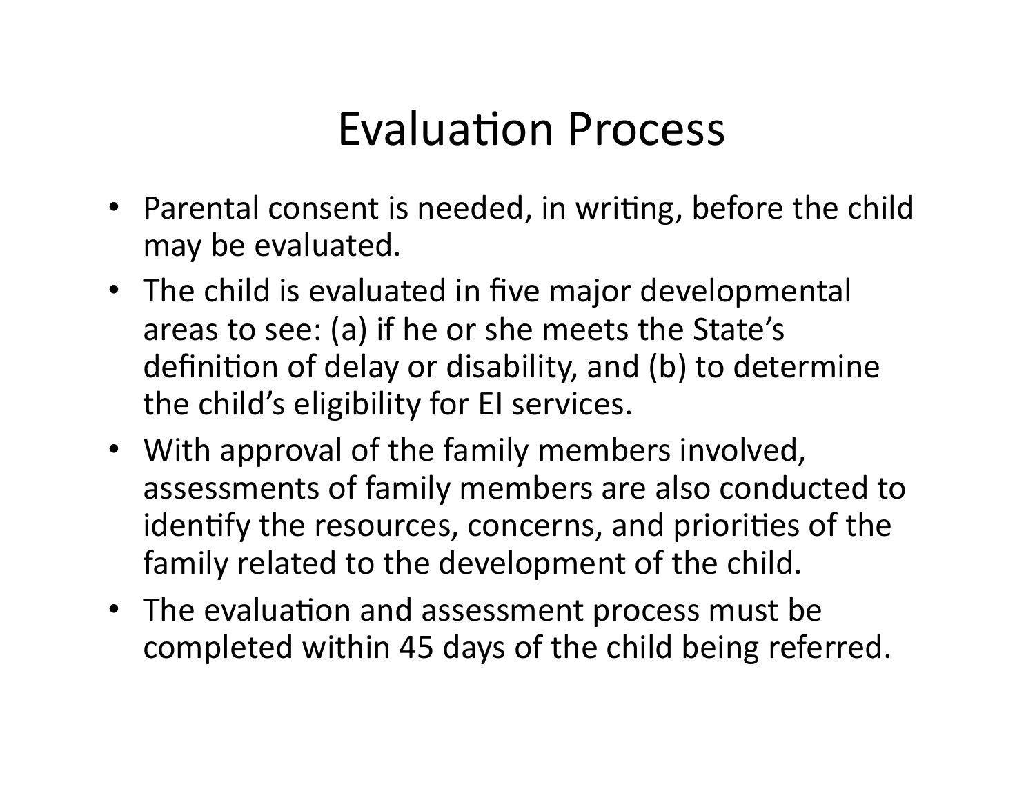# Evaluation Process

- Parental consent is needed, in writing, before the child may be evaluated.
- The child is evaluated in five major developmental areas to see: (a) if he or she meets the State's definition of delay or disability, and (b) to determine the child's eligibility for EI services.
- With approval of the family members involved, assessments of family members are also conducted to identify the resources, concerns, and priorities of the family related to the development of the child.
- The evaluation and assessment process must be completed within 45 days of the child being referred.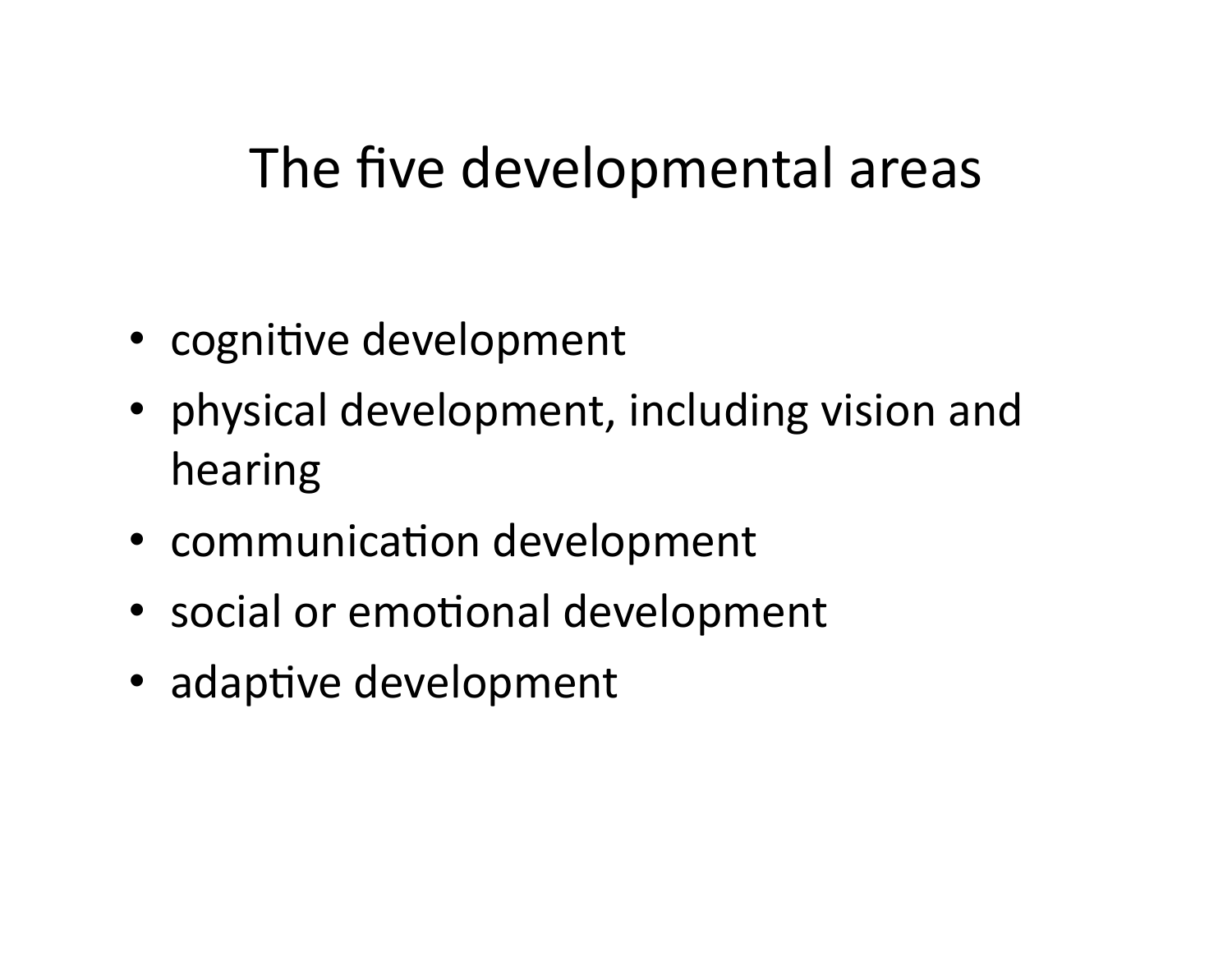# The five developmental areas

- cognitive development
- physical development, including vision and hearing
- communication development
- social or emotional development
- adaptive development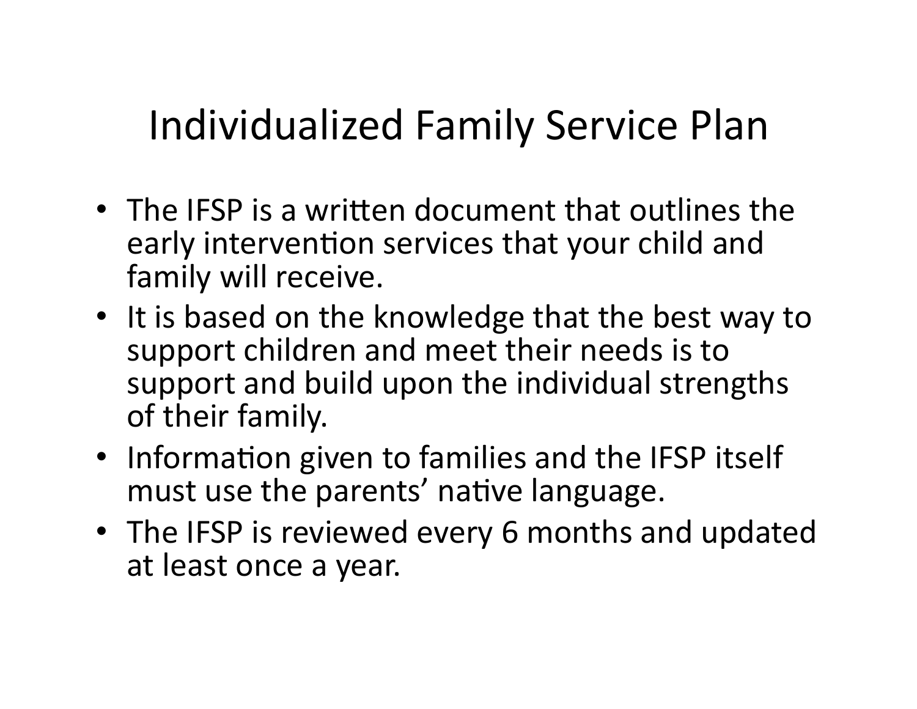# Individualized Family Service Plan

- The IFSP is a written document that outlines the early intervention services that your child and family will receive.
- It is based on the knowledge that the best way to support children and meet their needs is to support and build upon the individual strengths of their family.
- Information given to families and the IFSP itself must use the parents' native language.
- The IFSP is reviewed every 6 months and updated at least once a year.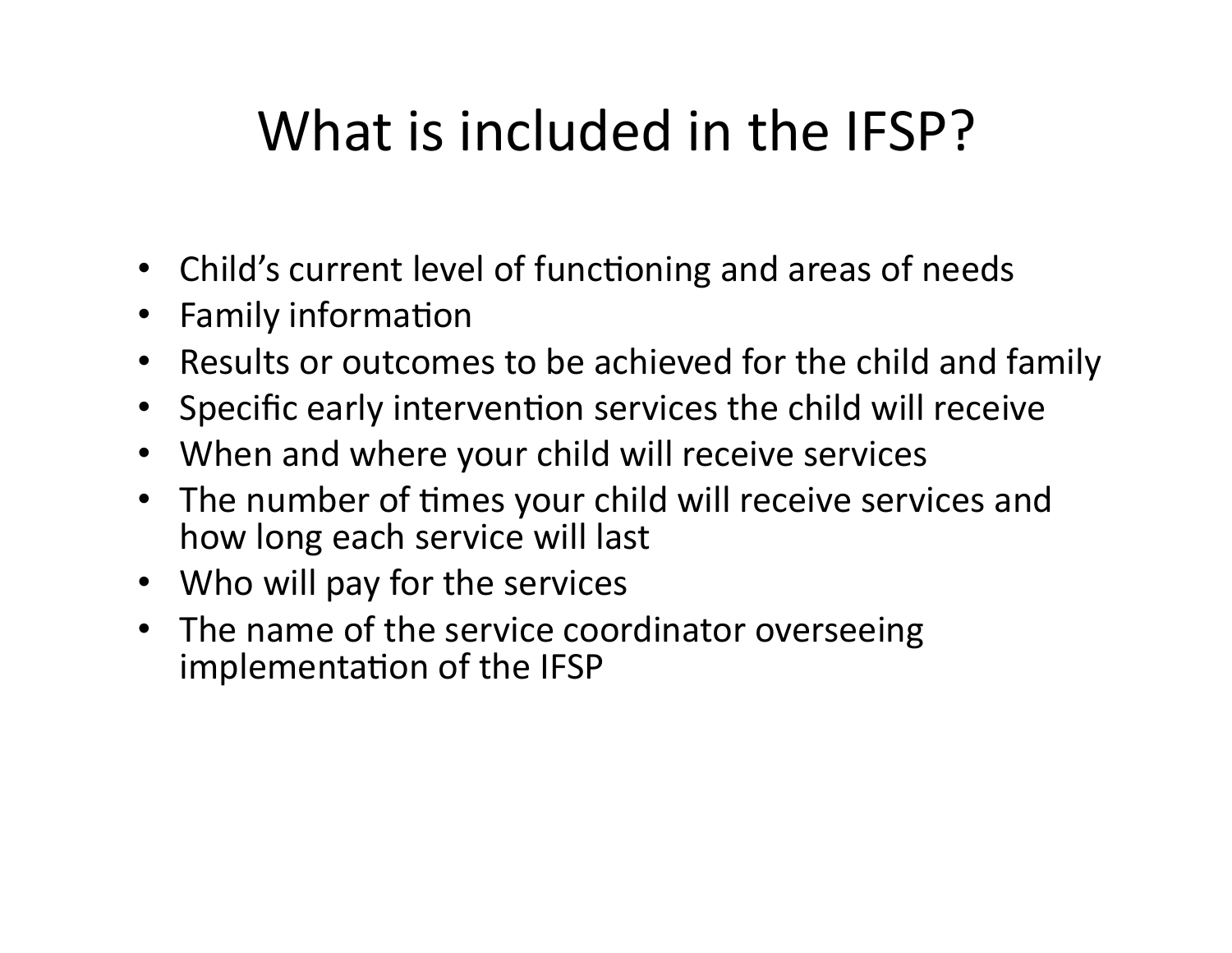# What is included in the IFSP?

- Child's current level of functioning and areas of needs
- Family information
- Results or outcomes to be achieved for the child and family
- Specific early intervention services the child will receive
- When and where your child will receive services
- The number of times your child will receive services and how long each service will last
- Who will pay for the services
- The name of the service coordinator overseeing implementation of the IFSP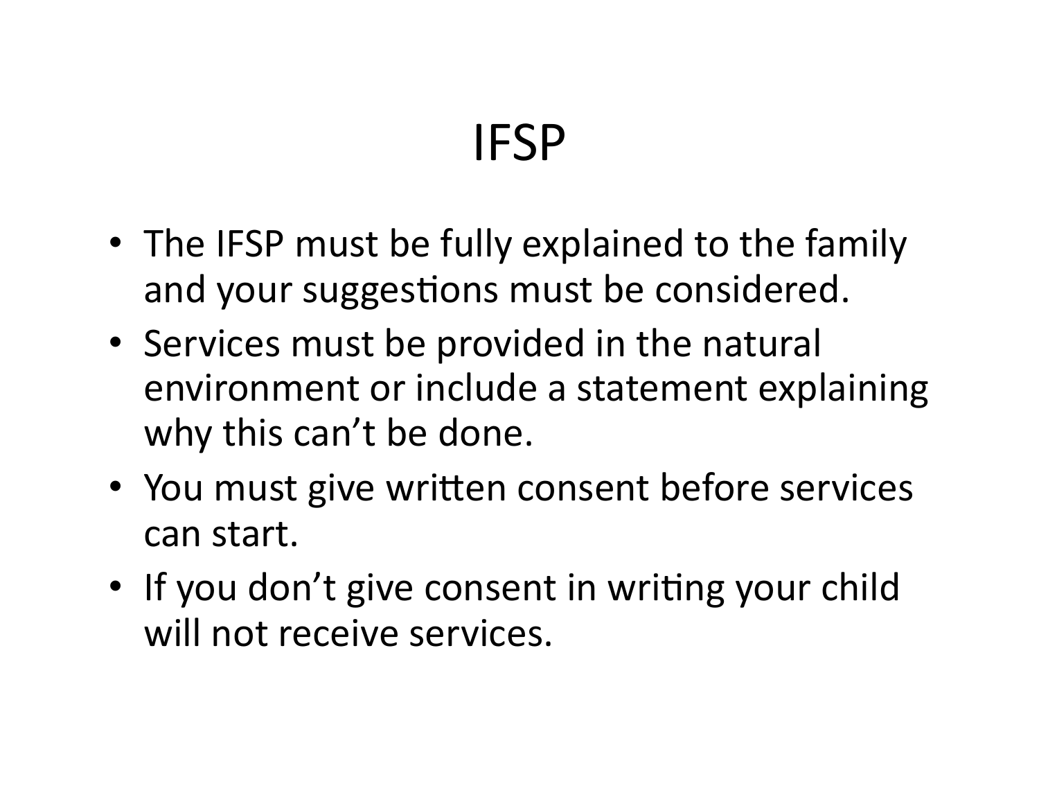# IFSP

- The IFSP must be fully explained to the family and your suggestions must be considered.
- Services must be provided in the natural environment or include a statement explaining why this can't be done.
- You must give written consent before services can start.
- If you don't give consent in writing your child will not receive services.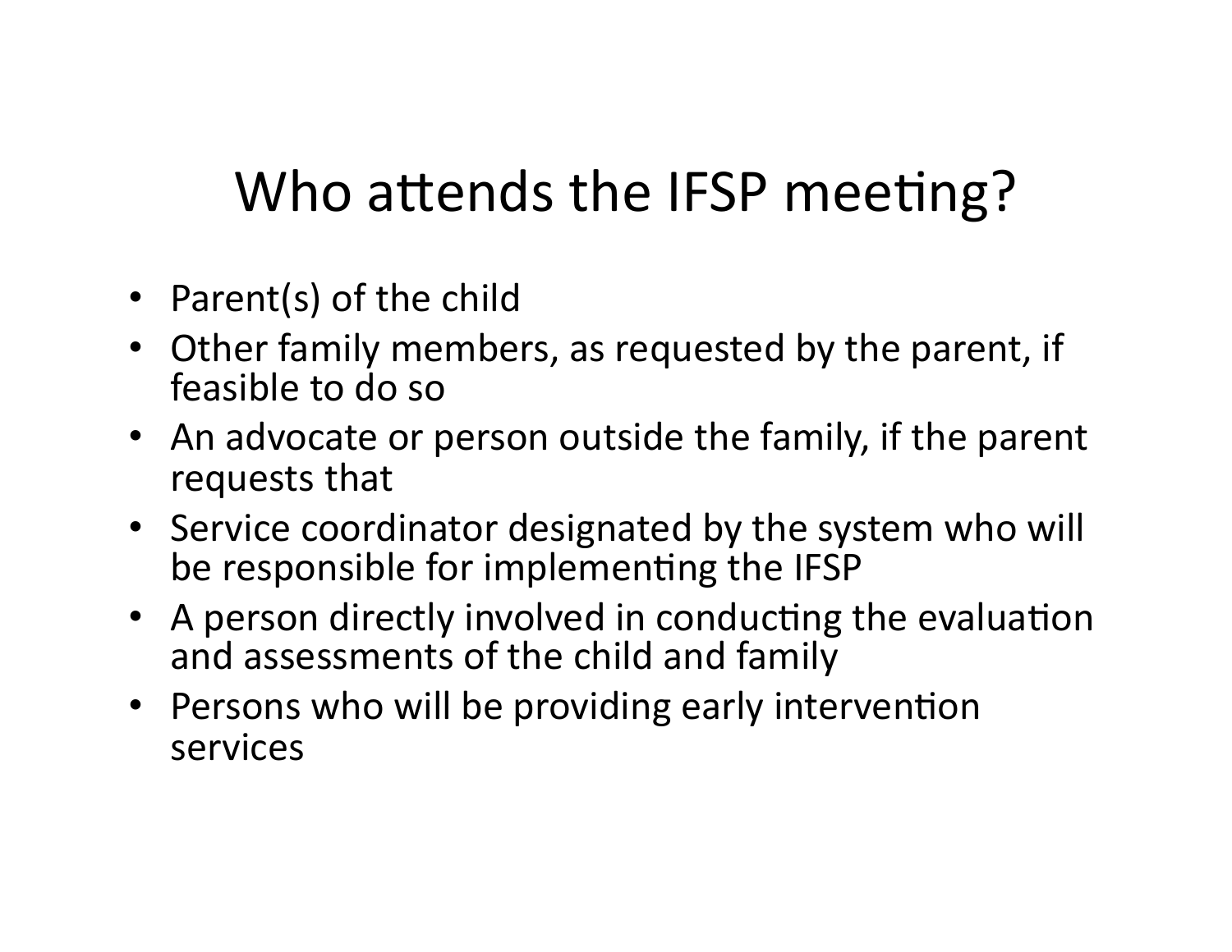# Who attends the IFSP meeting?

- Parent(s) of the child
- Other family members, as requested by the parent, if feasible to do so
- An advocate or person outside the family, if the parent requests that
- Service coordinator designated by the system who will be responsible for implementing the IFSP
- A person directly involved in conducting the evaluation and assessments of the child and family
- Persons who will be providing early intervention services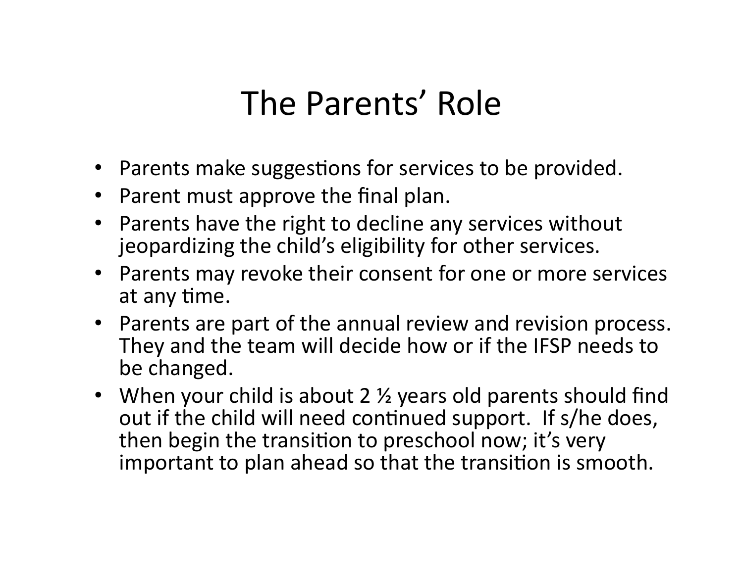# The Parents' Role

- Parents make suggestions for services to be provided.
- Parent must approve the final plan.
- Parents have the right to decline any services without jeopardizing the child's eligibility for other services.
- Parents may revoke their consent for one or more services at any time.
- Parents are part of the annual review and revision process. They and the team will decide how or if the IFSP needs to be changed.
- When your child is about 2 ½ years old parents should find out if the child will need continued support. If s/he does, then begin the transition to preschool now; it's very important to plan ahead so that the transition is smooth.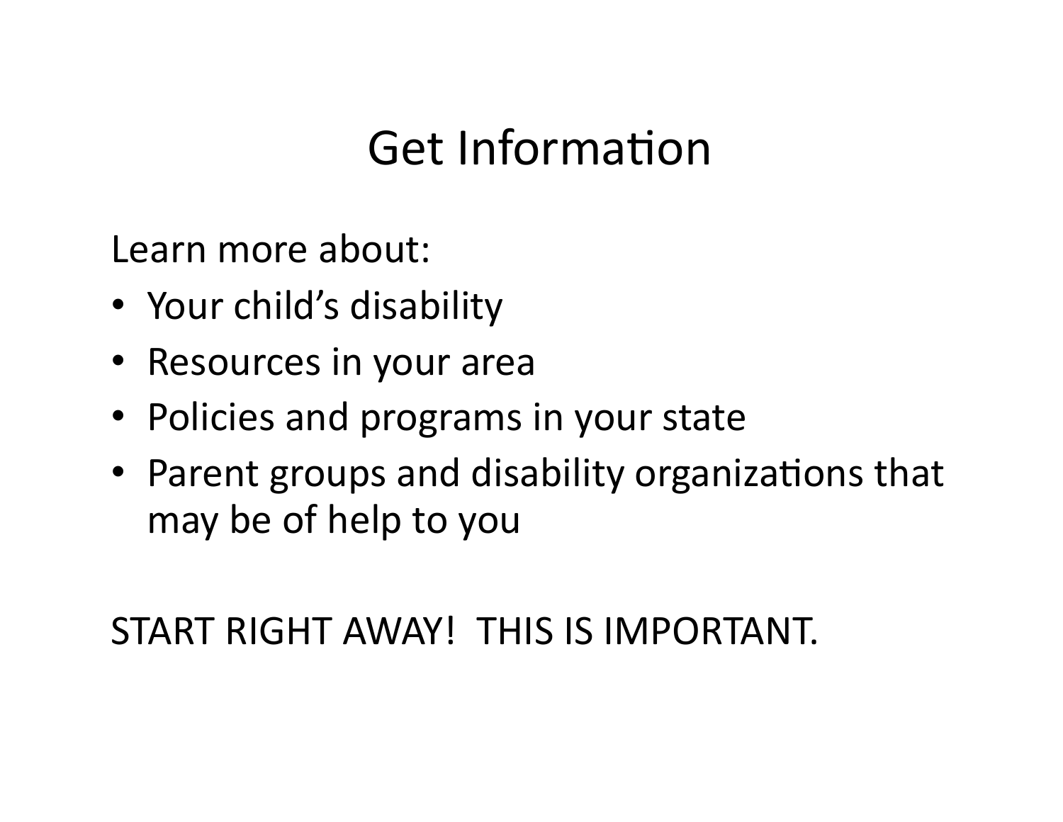# Get Information

Learn more about:

- Your child's disability
- Resources in your area
- Policies and programs in your state
- Parent groups and disability organizations that may be of help to you

START RIGHT AWAY! THIS IS IMPORTANT.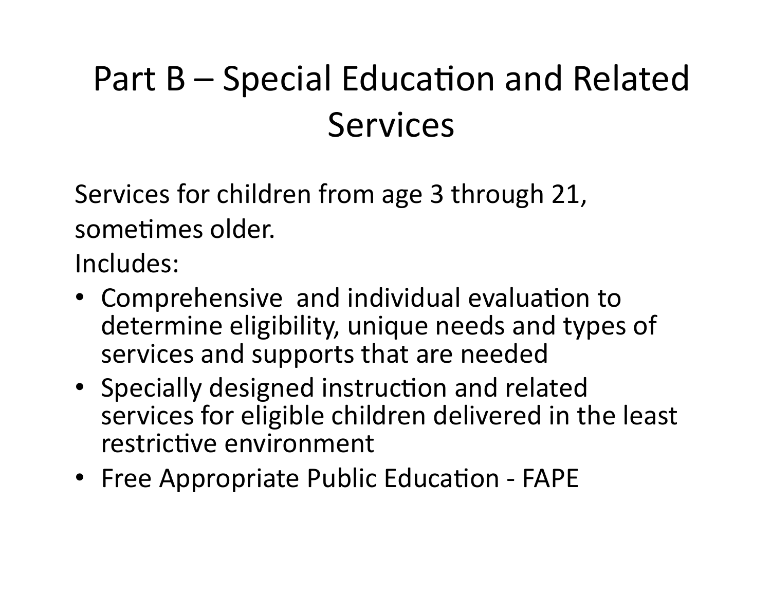# Part B – Special Education and Related Services

Services for children from age 3 through 21, sometimes older.

Includes:

- Comprehensive and individual evaluation to determine eligibility, unique needs and types of services and supports that are needed
- Specially designed instruction and related services for eligible children delivered in the least restrictive environment
- Free Appropriate Public Education - FAPE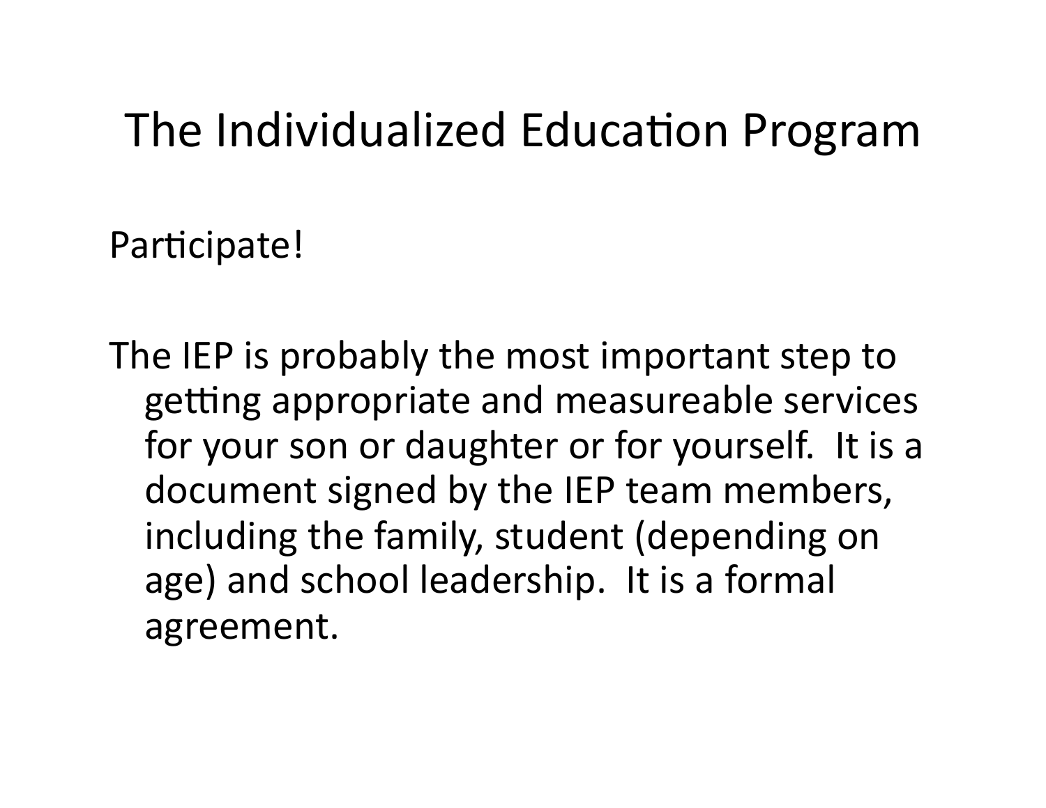# The Individualized Education Program

Participate!

The IEP is probably the most important step to getting appropriate and measureable services for your son or daughter or for yourself. It is a document signed by the IEP team members, including the family, student (depending on age) and school leadership. It is a formal agreement.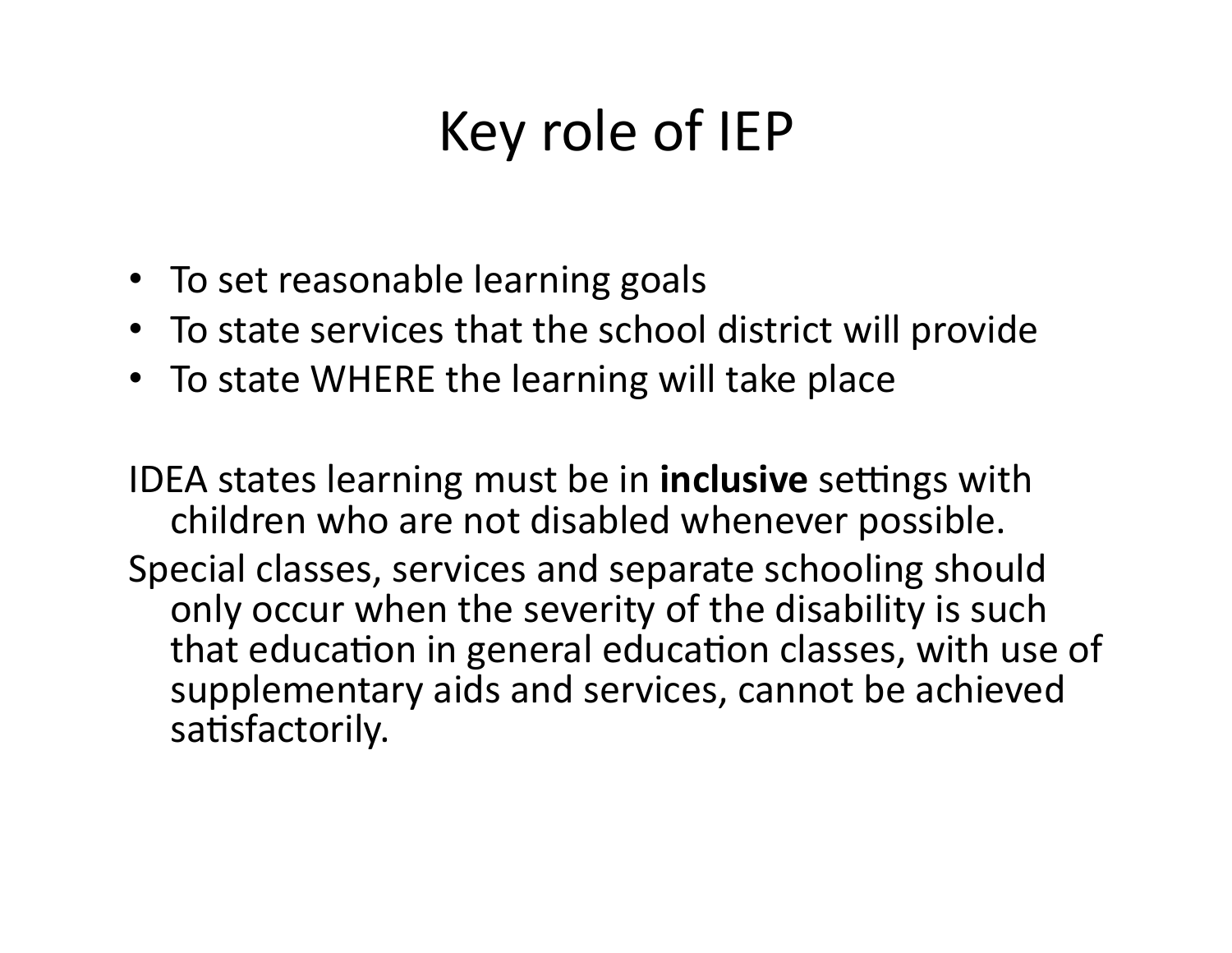# Key role of IEP

- To set reasonable learning goals
- To state services that the school district will provide
- To state WHERE the learning will take place

IDEA states learning must be in **inclusive** settings with children who are not disabled whenever possible.

Special classes, services and separate schooling should only occur when the severity of the disability is such that education in general education classes, with use of supplementary aids and services, cannot be achieved satisfactorily.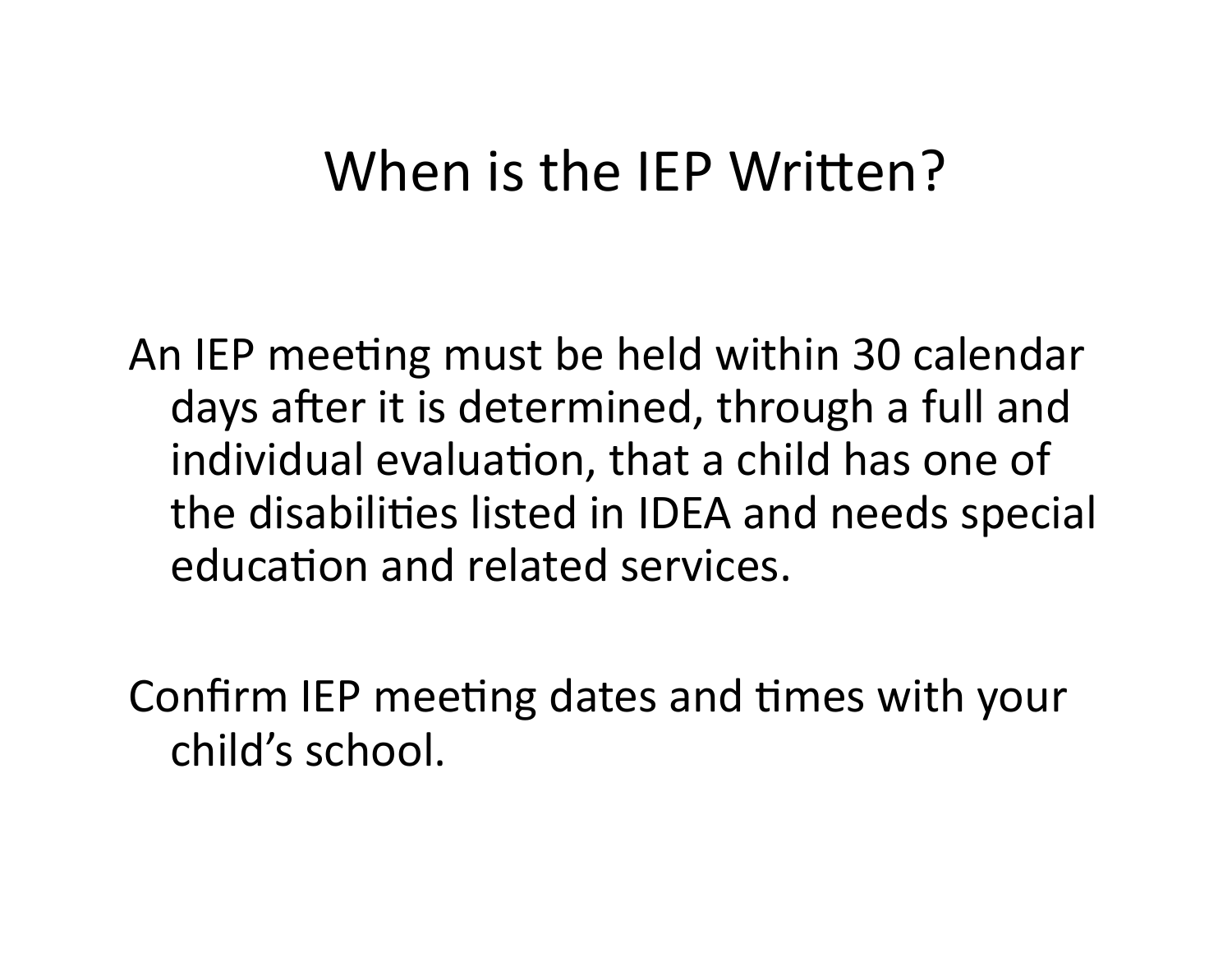# When is the IEP Written?

An IEP meeting must be held within 30 calendar days after it is determined, through a full and individual evaluation, that a child has one of the disabilities listed in IDEA and needs special education and related services.

Confirm IEP meeting dates and times with your child's school.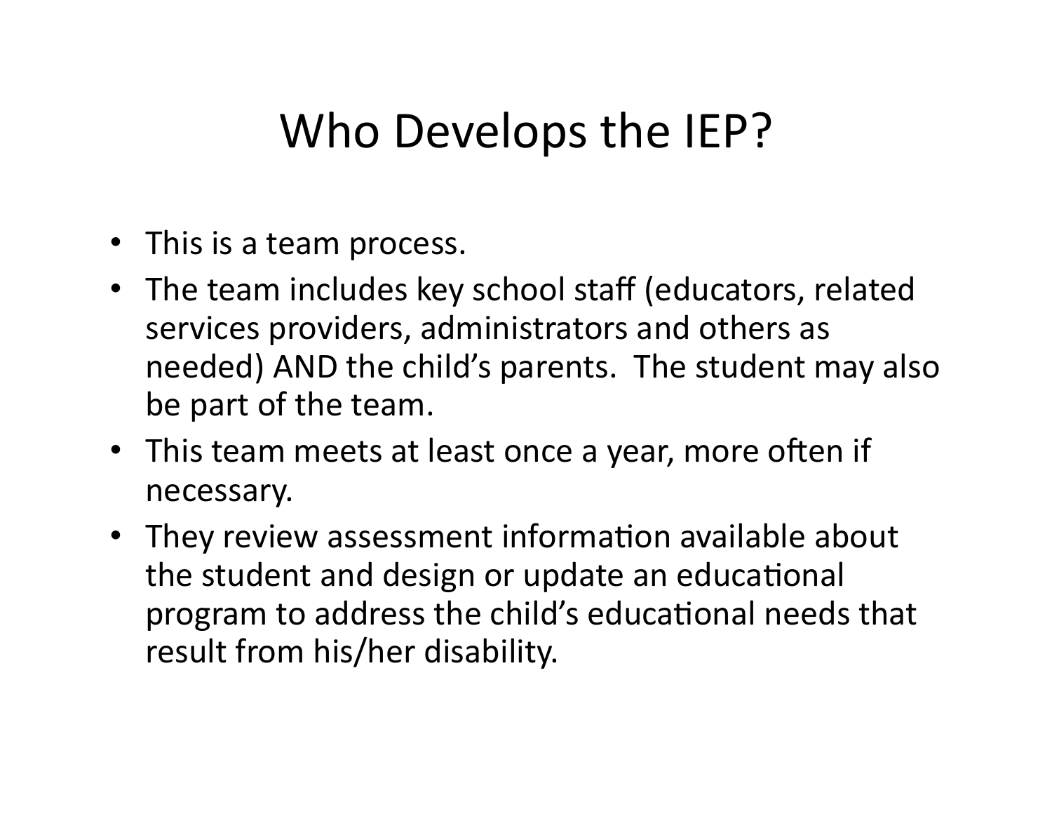# Who Develops the IEP?

- This is a team process.
- The team includes key school staff (educators, related services providers, administrators and others as needed) AND the child's parents. The student may also be part of the team.
- This team meets at least once a year, more often if necessary.
- They review assessment information available about the student and design or update an educational program to address the child's educational needs that result from his/her disability.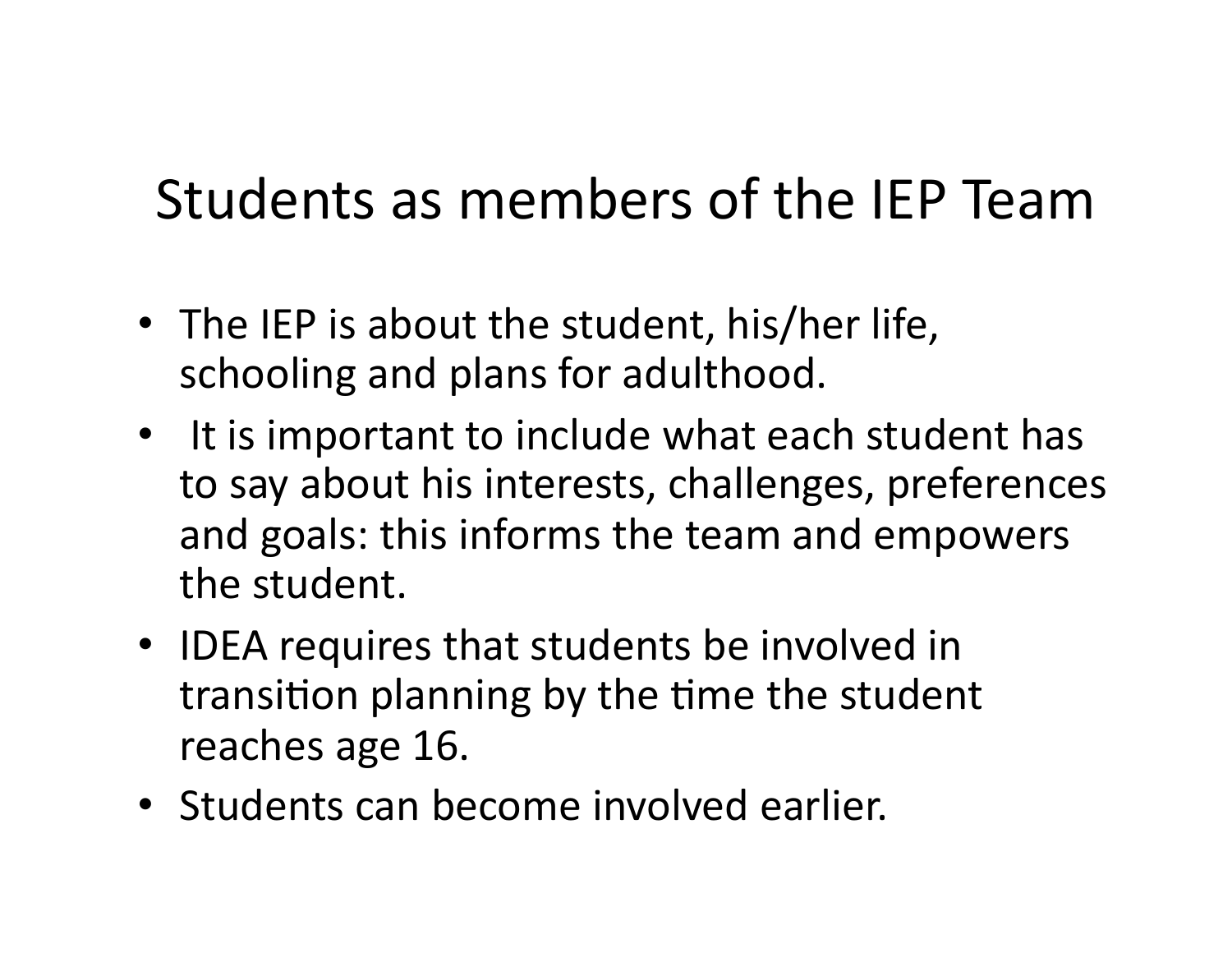# Students as members of the IEP Team

- The IEP is about the student, his/her life, schooling and plans for adulthood.
- It is important to include what each student has to say about his interests, challenges, preferences and goals: this informs the team and empowers the student.
- IDEA requires that students be involved in transition planning by the time the student reaches age 16.
- Students can become involved earlier.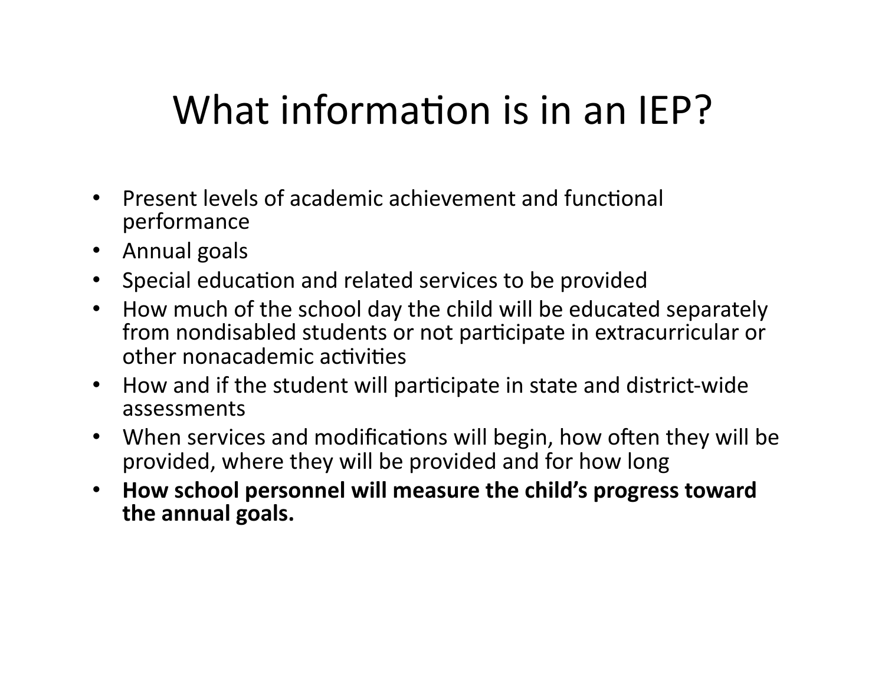# What information is in an IEP?

- Present levels of academic achievement and functional performance
- Annual goals
- Special education and related services to be provided
- How much of the school day the child will be educated separately from nondisabled students or not participate in extracurricular or other nonacademic activities
- How and if the student will participate in state and district-wide assessments
- When services and modifications will begin, how often they will be provided, where they will be provided and for how long
- **How school personnel will measure the child's progress toward the annual goals.**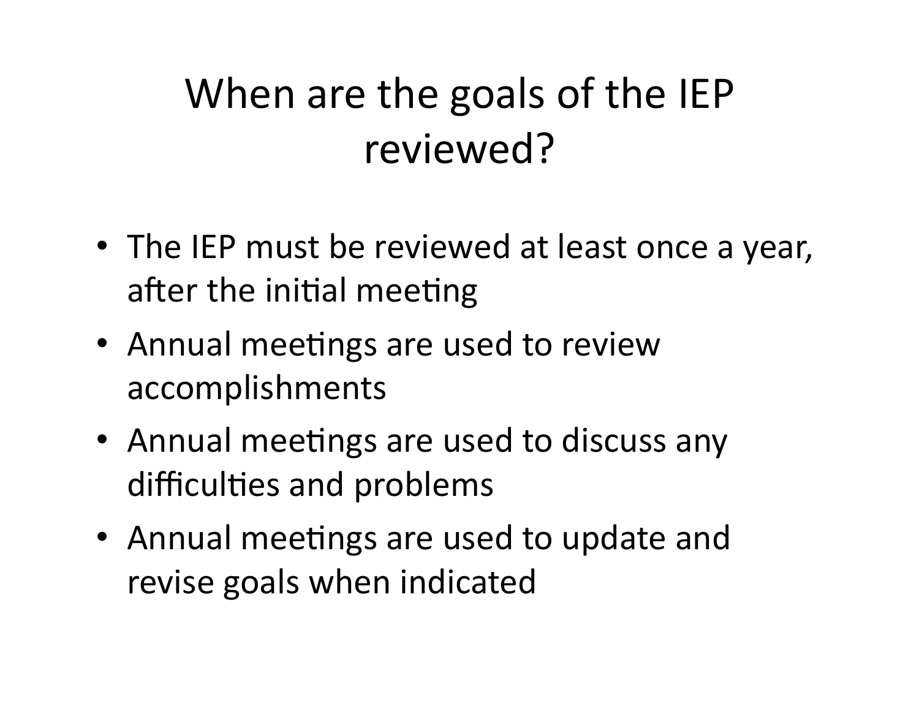# When are the goals of the IEP reviewed?

- The IEP must be reviewed at least once a year, after the initial meeting
- Annual meetings are used to review accomplishments
- Annual meetings are used to discuss any difficulties and problems
- Annual meetings are used to update and revise goals when indicated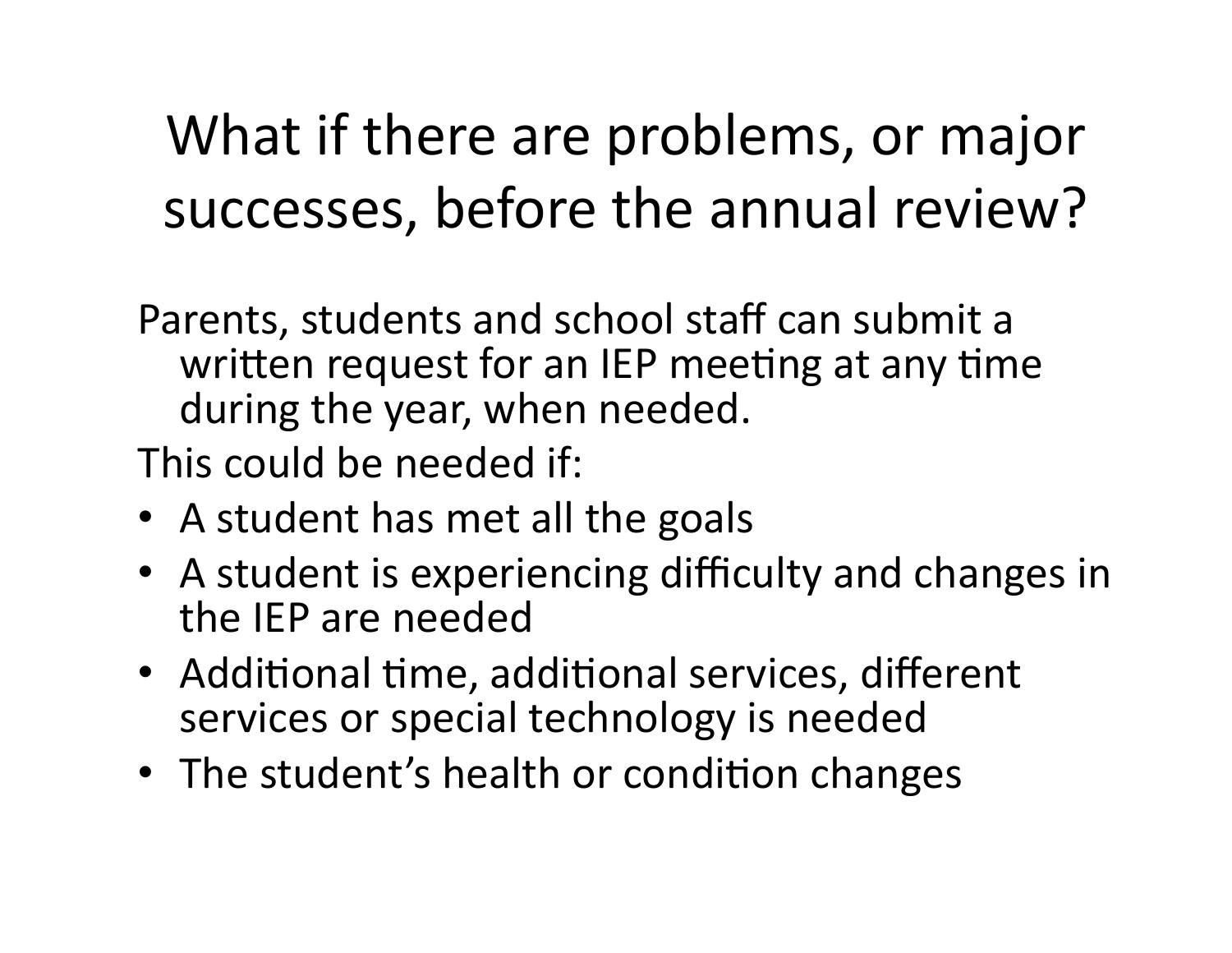# What if there are problems, or major successes, before the annual review?

Parents, students and school staff can submit a written request for an IEP meeting at any time during the year, when needed.

This could be needed if:

- A student has met all the goals
- A student is experiencing difficulty and changes in the IEP are needed
- Additional time, additional services, different services or special technology is needed
- The student's health or condition changes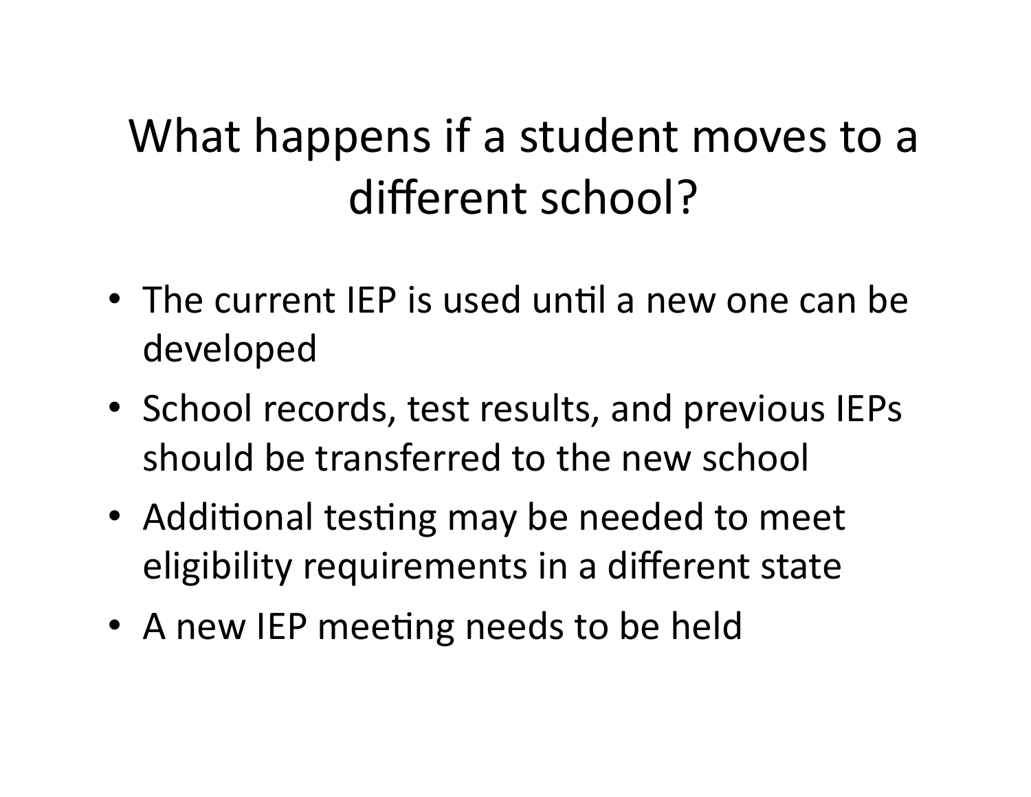# What happens if a student moves to a different school?

- The current IEP is used until a new one can be developed
- School records, test results, and previous IEPs should be transferred to the new school
- Additional testing may be needed to meet eligibility requirements in a different state
- A new IEP meeting needs to be held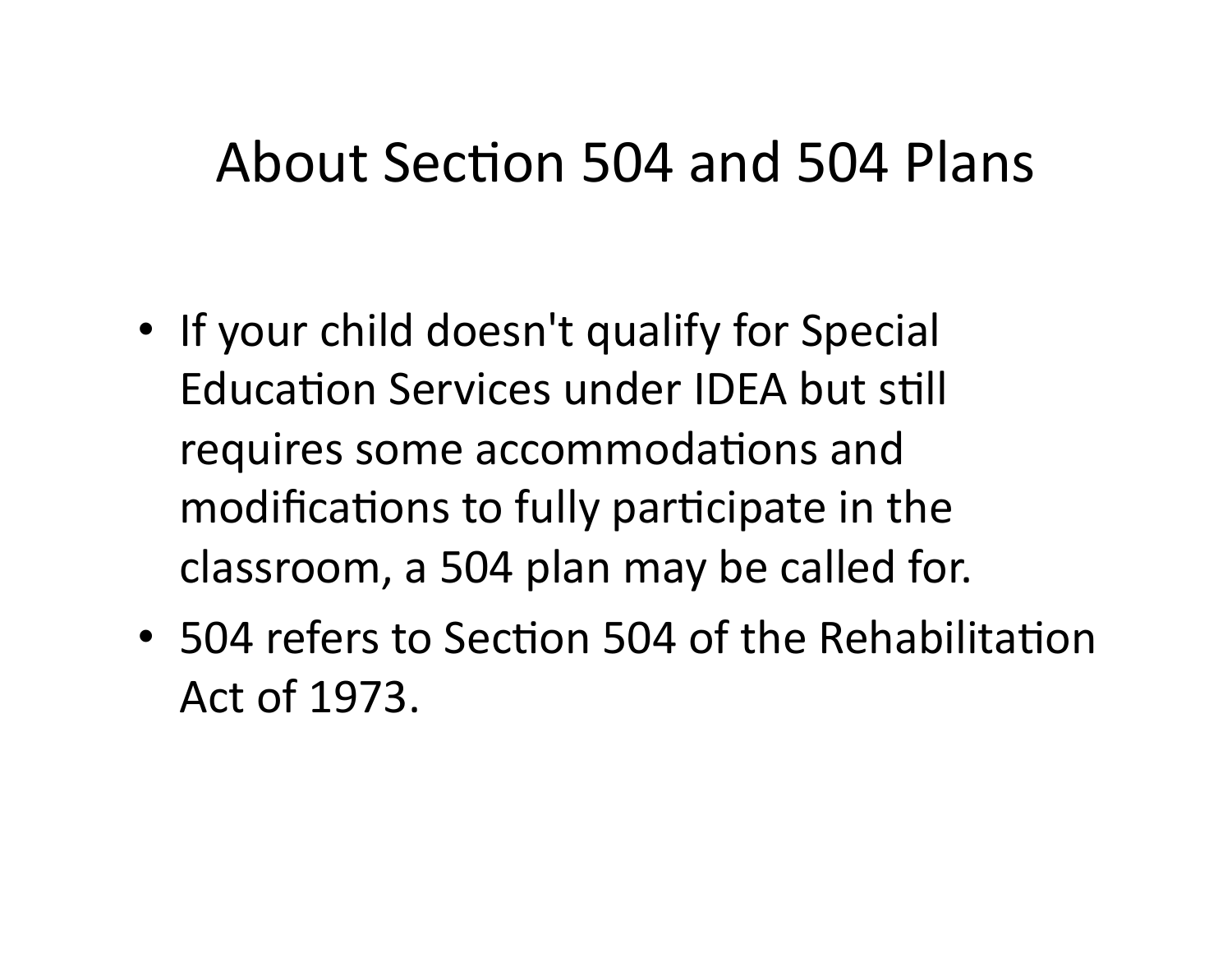# About Section 504 and 504 Plans

- If your child doesn't qualify for Special Education Services under IDEA but still requires some accommodations and modifications to fully participate in the classroom, a 504 plan may be called for.
- 504 refers to Section 504 of the Rehabilitation Act of 1973.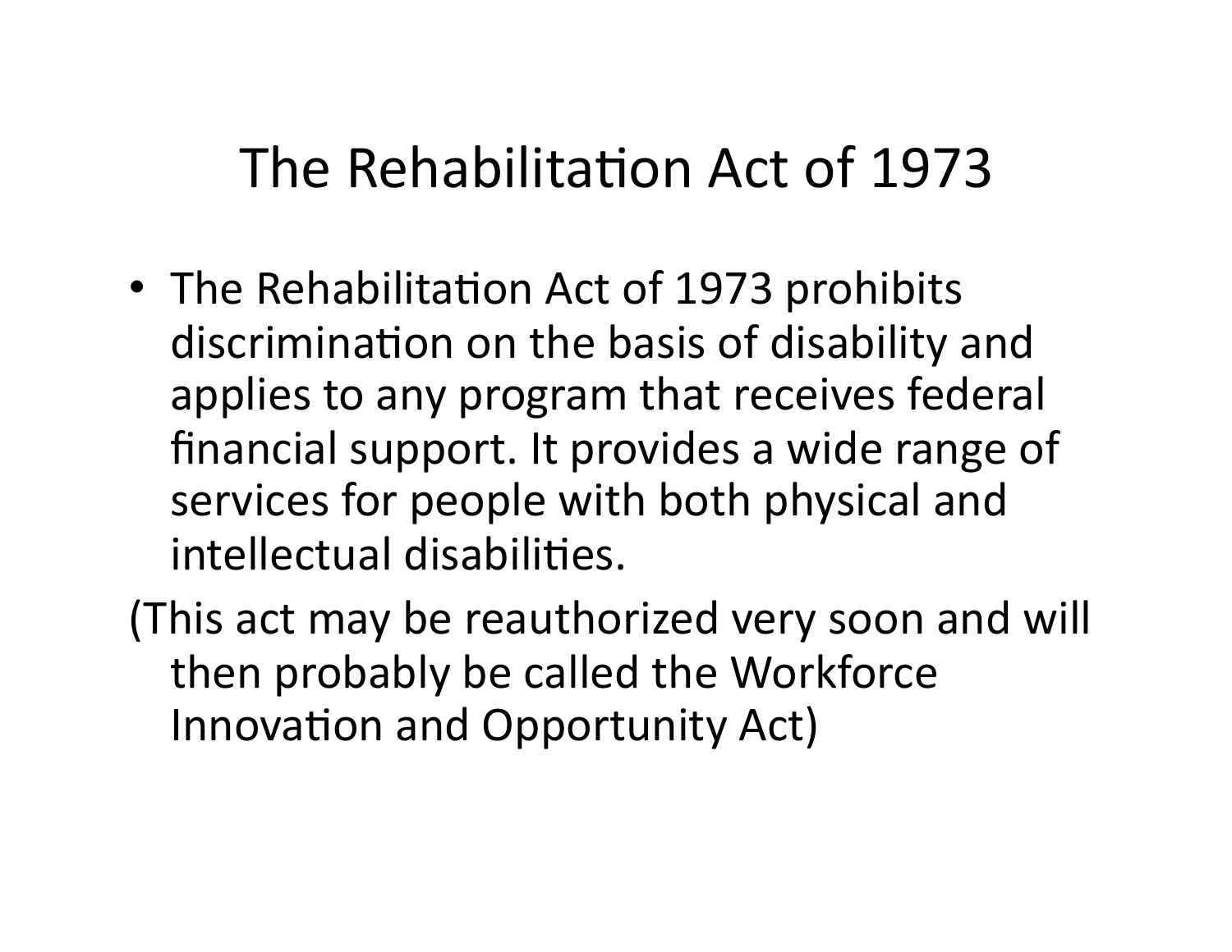# The Rehabilitation Act of 1973

- The Rehabilitation Act of 1973 prohibits discrimination on the basis of disability and applies to any program that receives federal financial support. It provides a wide range of services for people with both physical and intellectual disabilities.

(This act may be reauthorized very soon and will then probably be called the Workforce Innovation and Opportunity Act)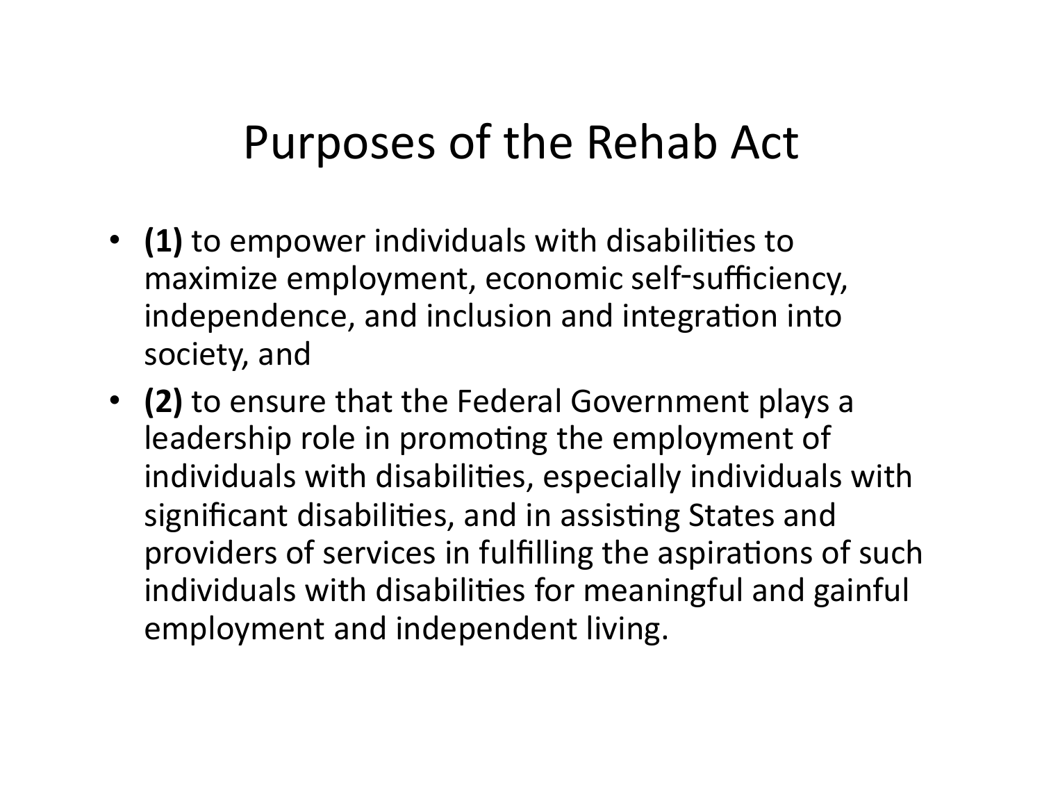# Purposes of the Rehab Act

- **(1)** to empower individuals with disabilities to maximize employment, economic self-sufficiency, independence, and inclusion and integration into society, and
- **(2)** to ensure that the Federal Government plays a leadership role in promoting the employment of individuals with disabilities, especially individuals with significant disabilities, and in assisting States and providers of services in fulfilling the aspirations of such individuals with disabilities for meaningful and gainful employment and independent living.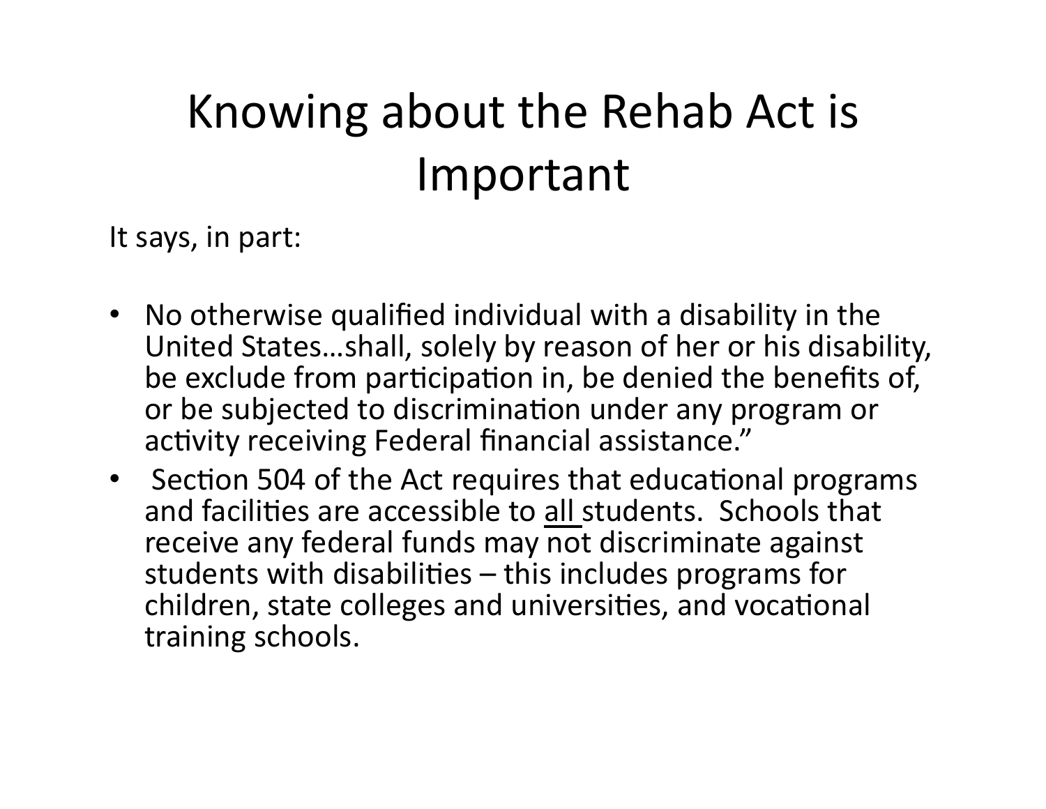# Knowing about the Rehab Act is Important

It says, in part:

- No otherwise qualified individual with a disability in the United States…shall, solely by reason of her or his disability, be exclude from participation in, be denied the benefits of, or be subjected to discrimination under any program or activity receiving Federal financial assistance."
- Section 504 of the Act requires that educational programs and facilities are accessible to <u>all</u> students. Schools that receive any federal funds may not discriminate against students with disabilities – this includes programs for children, state colleges and universities, and vocational training schools.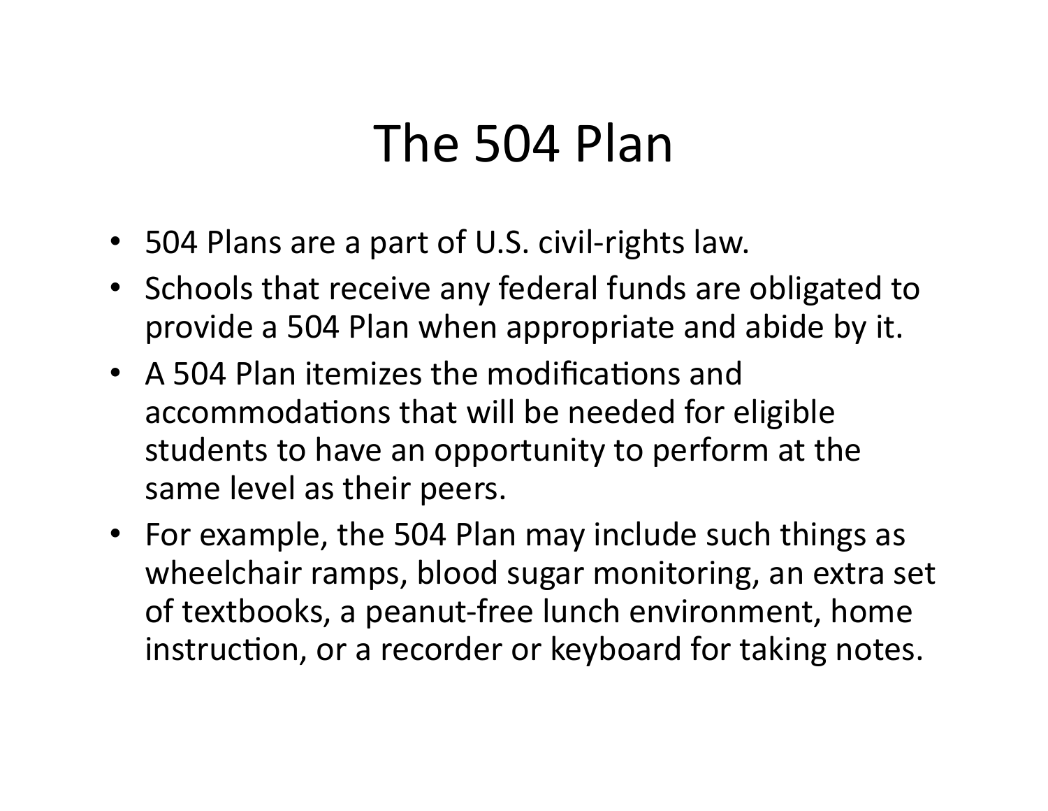# The 504 Plan

- 504 Plans are a part of U.S. civil-rights law.
- Schools that receive any federal funds are obligated to provide a 504 Plan when appropriate and abide by it.
- A 504 Plan itemizes the modifications and accommodations that will be needed for eligible students to have an opportunity to perform at the same level as their peers.
- For example, the 504 Plan may include such things as wheelchair ramps, blood sugar monitoring, an extra set of textbooks, a peanut-free lunch environment, home instruction, or a recorder or keyboard for taking notes.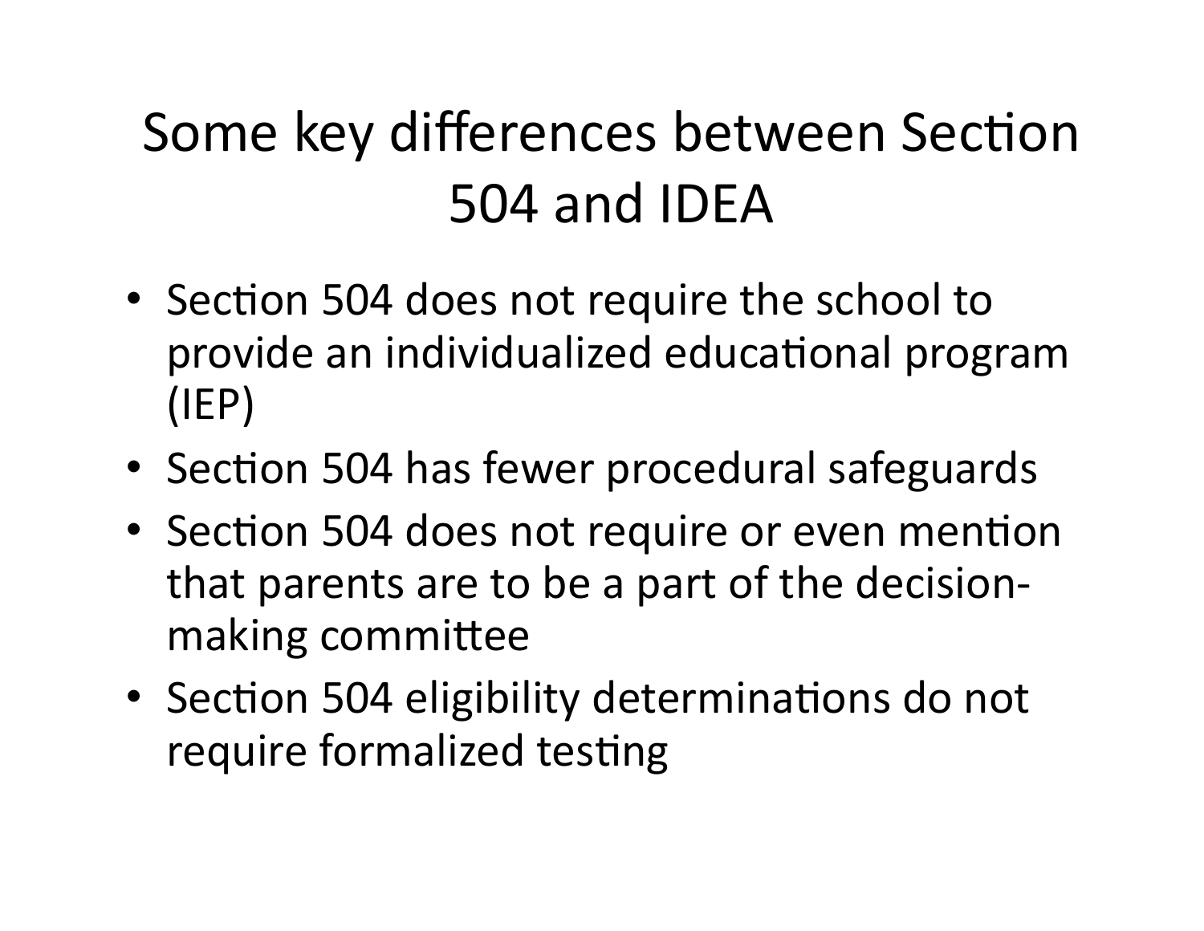# Some key differences between Section 504 and IDEA

- Section 504 does not require the school to provide an individualized educational program (IEP)
- Section 504 has fewer procedural safeguards
- Section 504 does not require or even mention that parents are to be a part of the decision-making committee
- Section 504 eligibility determinations do not require formalized testing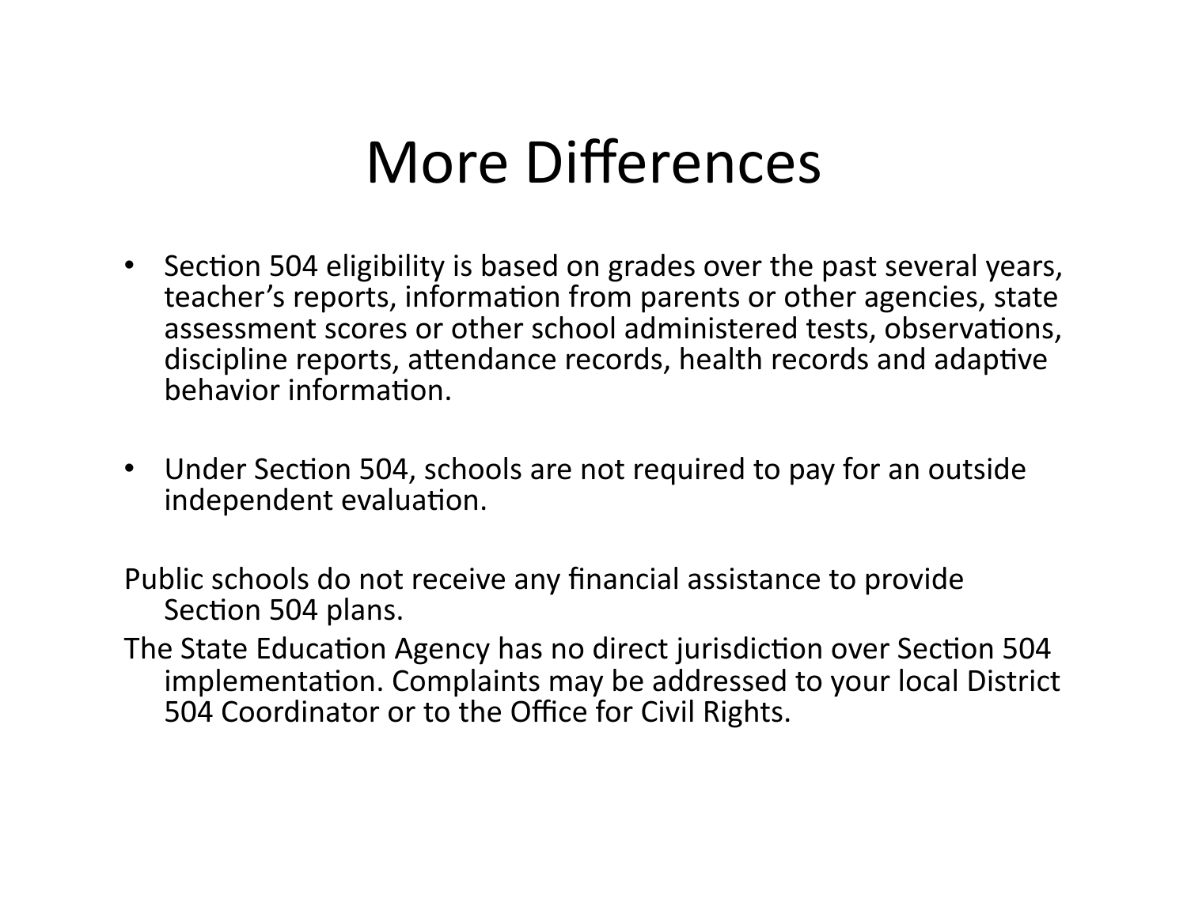# More Differences

- Section 504 eligibility is based on grades over the past several years, teacher's reports, information from parents or other agencies, state assessment scores or other school administered tests, observations, discipline reports, attendance records, health records and adaptive behavior information.

- Under Section 504, schools are not required to pay for an outside independent evaluation.

Public schools do not receive any financial assistance to provide Section 504 plans.

The State Education Agency has no direct jurisdiction over Section 504 implementation. Complaints may be addressed to your local District 504 Coordinator or to the Office for Civil Rights.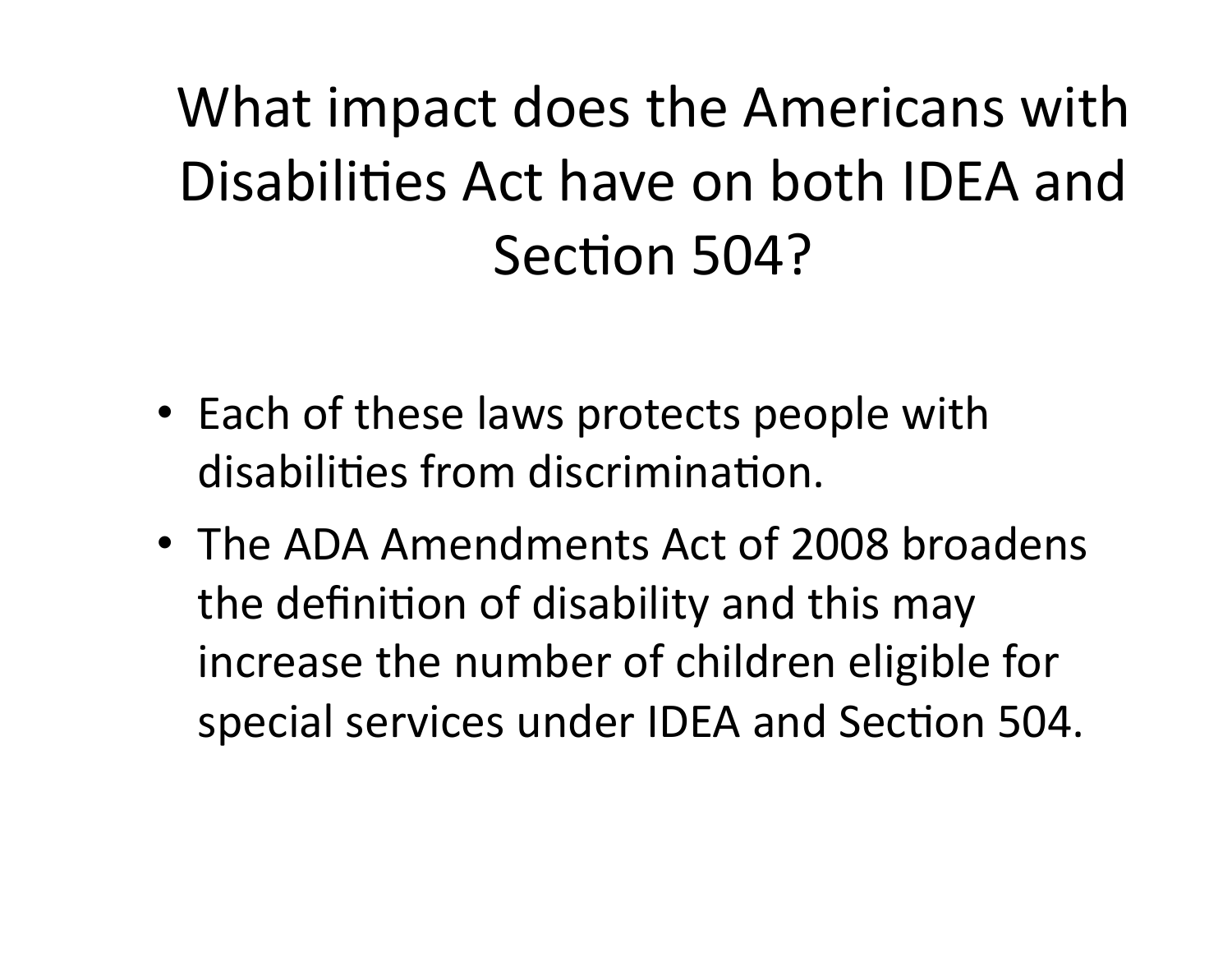# What impact does the Americans with Disabilities Act have on both IDEA and Section 504?

- Each of these laws protects people with disabilities from discrimination.
- The ADA Amendments Act of 2008 broadens the definition of disability and this may increase the number of children eligible for special services under IDEA and Section 504.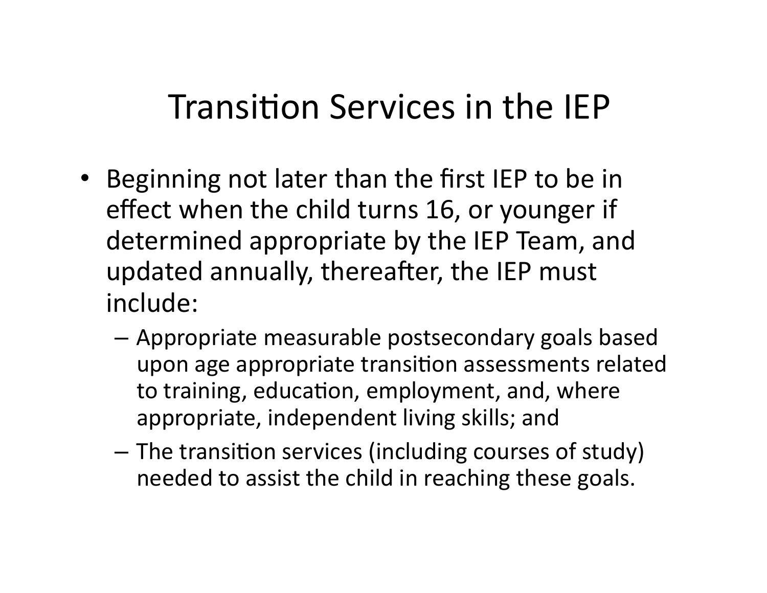# Transition Services in the IEP

- Beginning not later than the first IEP to be in effect when the child turns 16, or younger if determined appropriate by the IEP Team, and updated annually, thereafter, the IEP must include:
  - Appropriate measurable postsecondary goals based upon age appropriate transition assessments related to training, education, employment, and, where appropriate, independent living skills; and
  - The transition services (including courses of study) needed to assist the child in reaching these goals.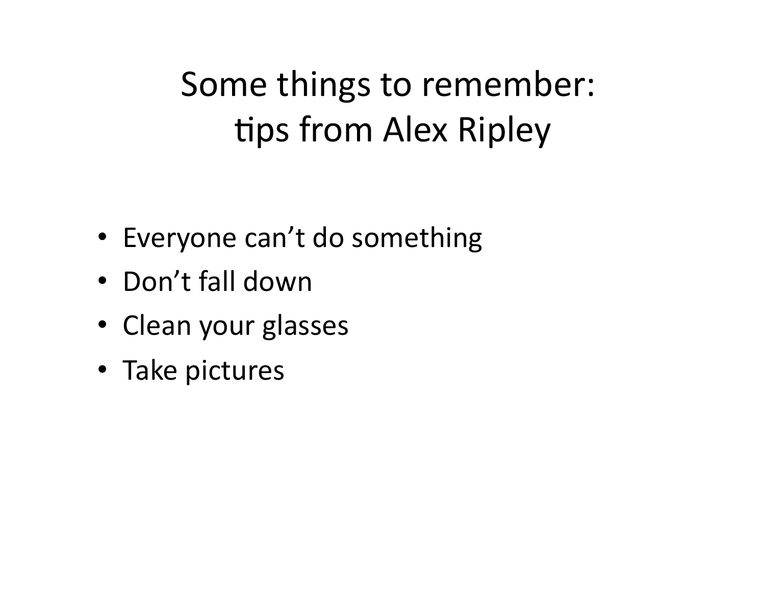# Some things to remember: tips from Alex Ripley

- Everyone can't do something
- Don't fall down
- Clean your glasses
- Take pictures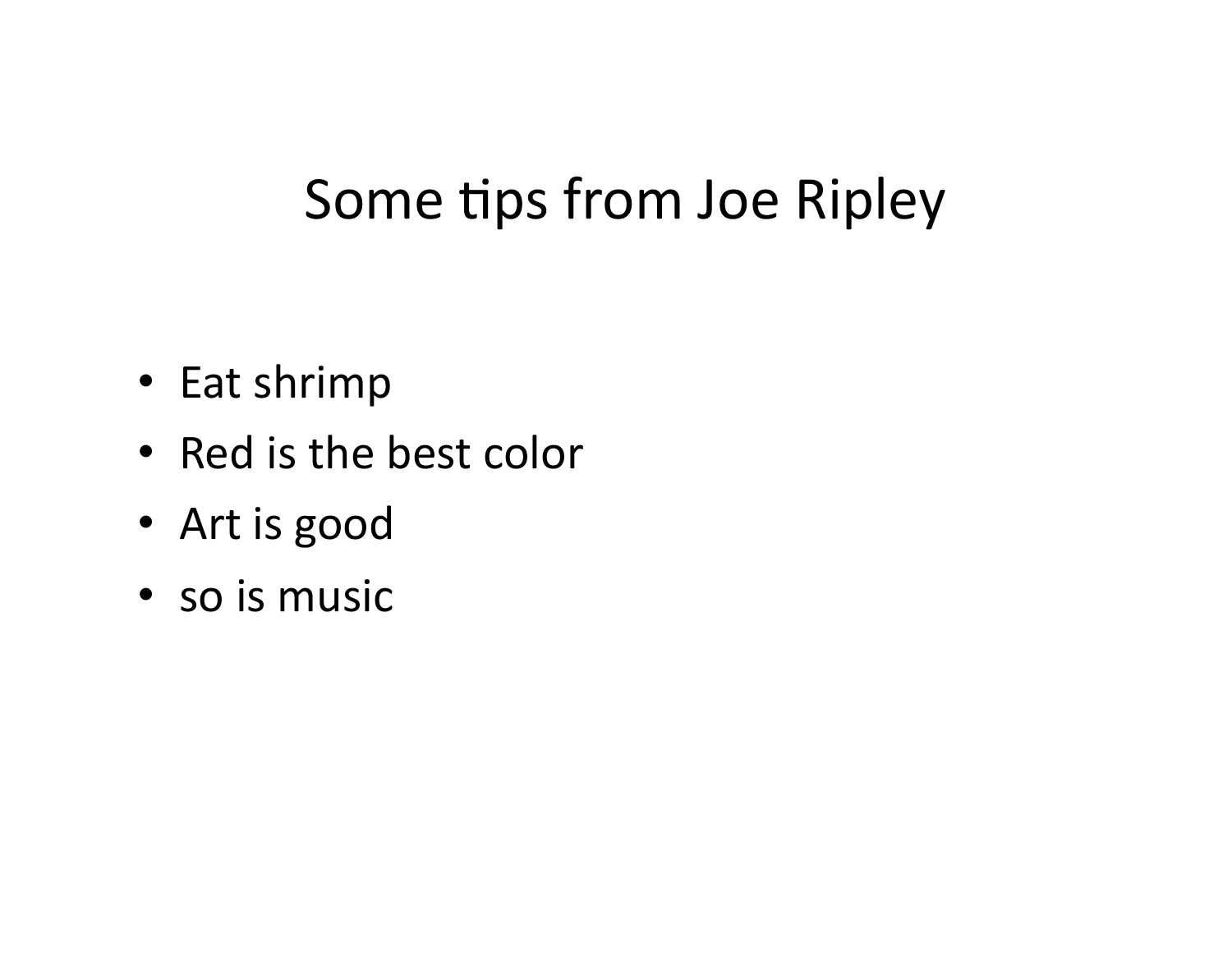# Some tips from Joe Ripley

- Eat shrimp
- Red is the best color
- Art is good
- so is music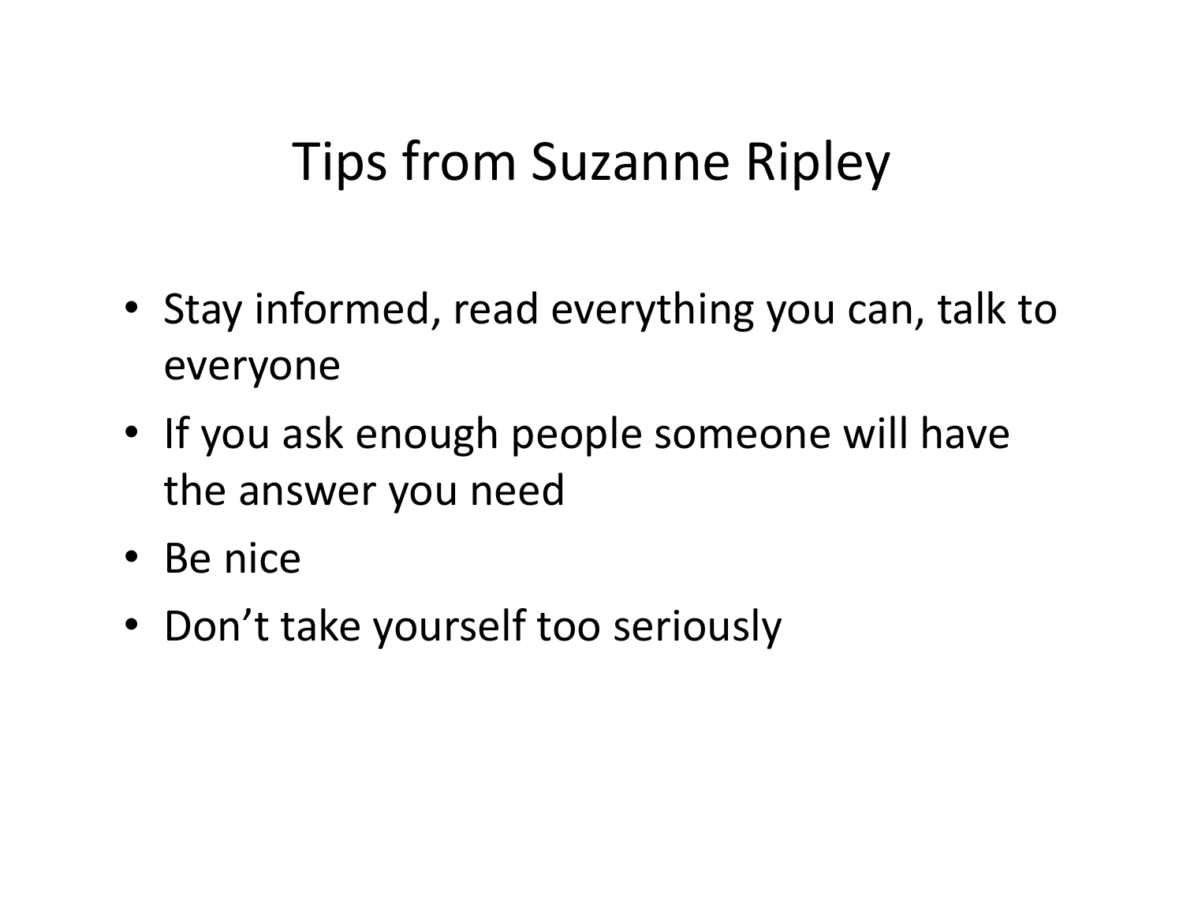# Tips from Suzanne Ripley

- Stay informed, read everything you can, talk to everyone
- If you ask enough people someone will have the answer you need
- Be nice
- Don’t take yourself too seriously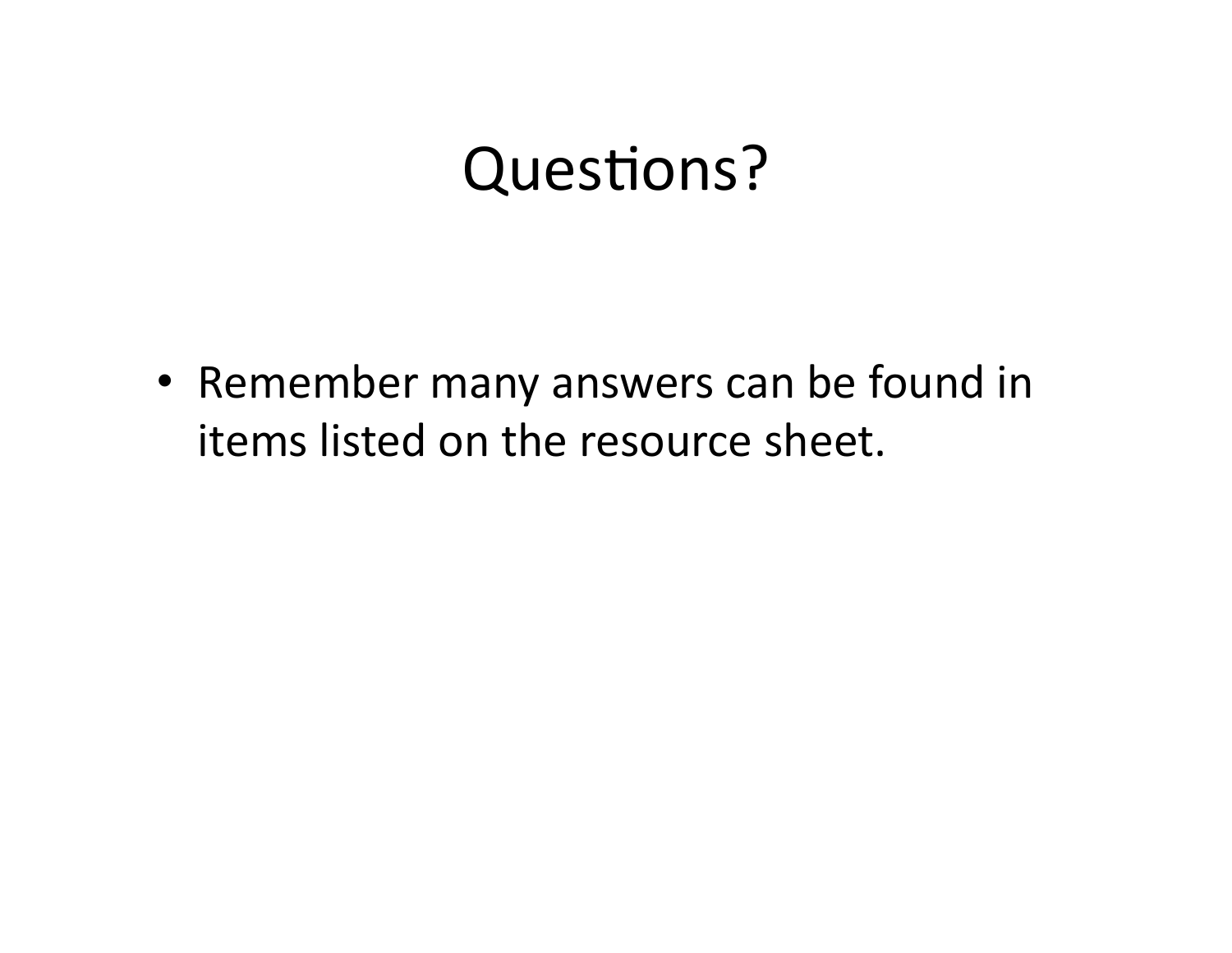# Questions?

- Remember many answers can be found in items listed on the resource sheet.